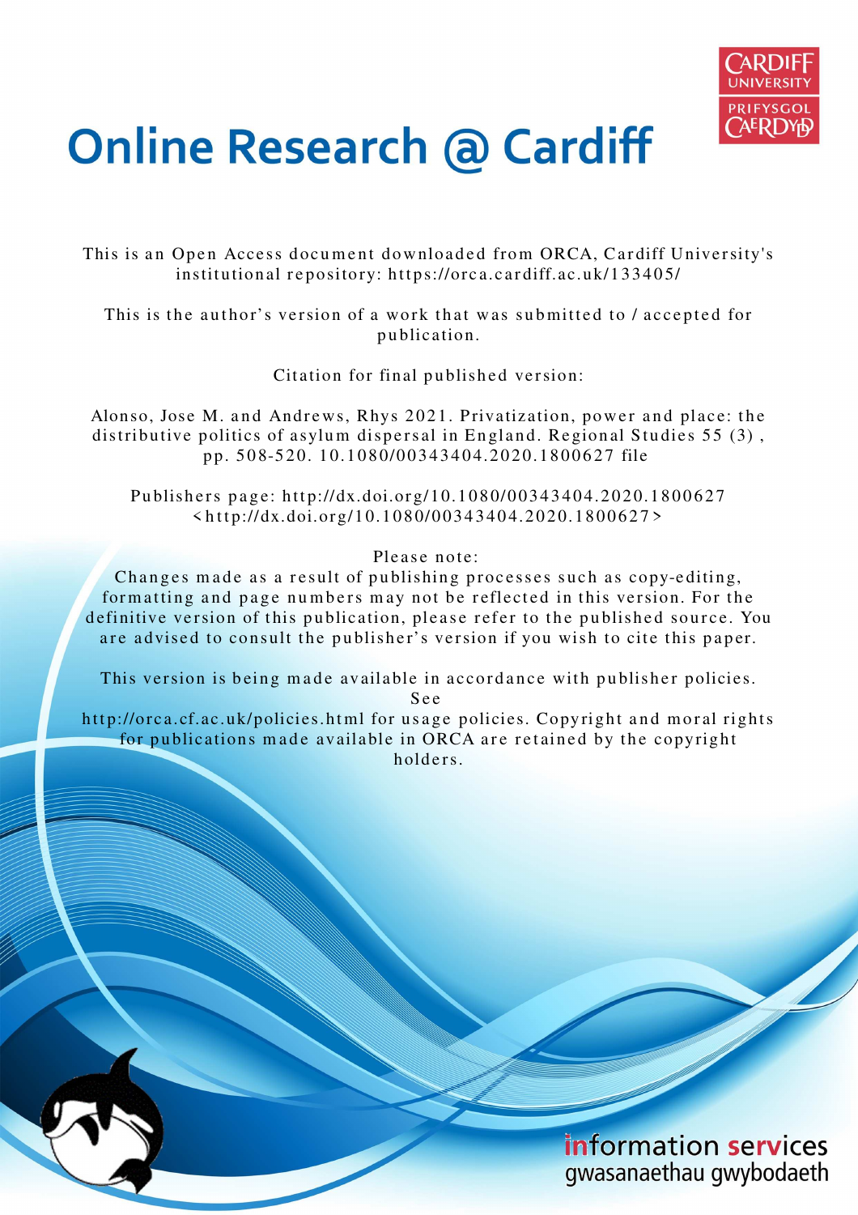# Online Research @ Cardiff

This is an Open Access document downloaded from ORCA, Cardiff University's institutional repository: https://orca.cardiff.ac.uk/133405/

This is the author's version of a work that was submitted to / accepted for publication.

Citation for final published version:

Alonso, Jose M. and Andrews, Rhys 2021. Privatization, power and place: the distributive politics of asylum dispersal in England. Regional Studies 55 (3) , pp. 508-520. 10.1080/00343404.2020.1800627 file

Publishers page: http://dx.doi.org/10.1080/00343404.2020.1800627 <http://dx.doi.org/10.1080/00343404.2020.1800627>

Please note:
Changes made as a result of publishing processes such as copy-editing, formatting and page numbers may not be reflected in this version. For the definitive version of this publication, please refer to the published source. You are advised to consult the publisher's version if you wish to cite this paper.

This version is being made available in accordance with publisher policies. See http://orca.cf.ac.uk/policies.html for usage policies. Copyright and moral rights for publications made available in ORCA are retained by the copyright holders.

information services
gwasanaethau gwybodaeth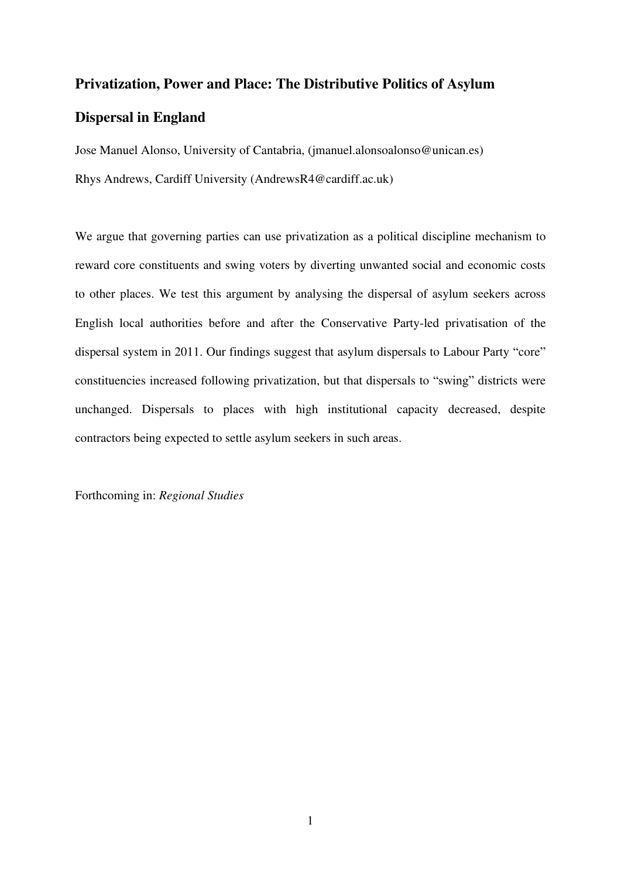# Privatization, Power and Place: The Distributive Politics of Asylum Dispersal in England

Jose Manuel Alonso, University of Cantabria, (jmanuel.alonsoalonso@unican.es)

Rhys Andrews, Cardiff University (AndrewsR4@cardiff.ac.uk)

We argue that governing parties can use privatization as a political discipline mechanism to reward core constituents and swing voters by diverting unwanted social and economic costs to other places. We test this argument by analysing the dispersal of asylum seekers across English local authorities before and after the Conservative Party-led privatisation of the dispersal system in 2011. Our findings suggest that asylum dispersals to Labour Party "core" constituencies increased following privatization, but that dispersals to "swing" districts were unchanged. Dispersals to places with high institutional capacity decreased, despite contractors being expected to settle asylum seekers in such areas.

Forthcoming in: *Regional Studies*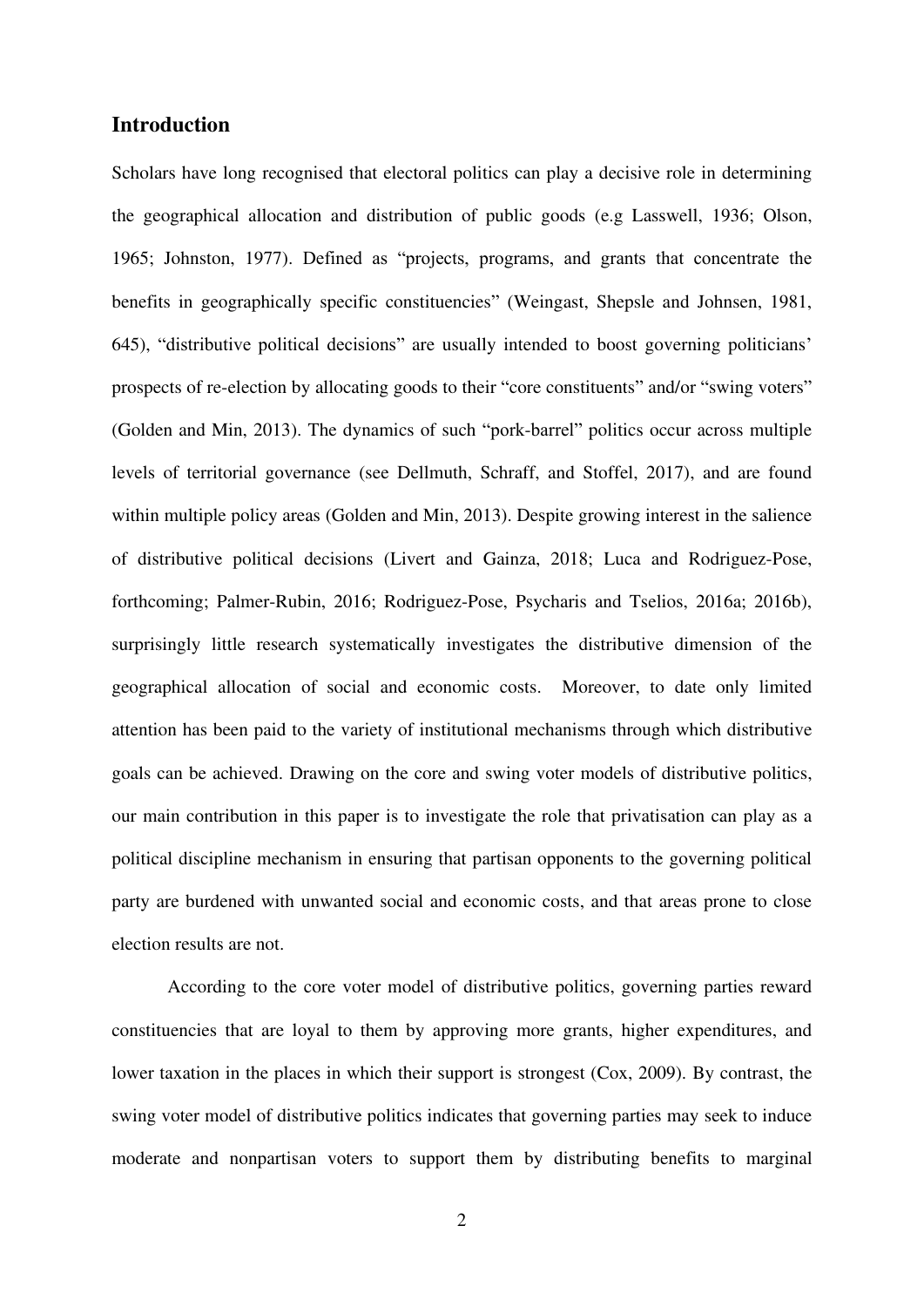## Introduction

Scholars have long recognised that electoral politics can play a decisive role in determining the geographical allocation and distribution of public goods (e.g Lasswell, 1936; Olson, 1965; Johnston, 1977). Defined as "projects, programs, and grants that concentrate the benefits in geographically specific constituencies" (Weingast, Shepsle and Johnsen, 1981, 645), "distributive political decisions" are usually intended to boost governing politicians' prospects of re-election by allocating goods to their "core constituents" and/or "swing voters" (Golden and Min, 2013). The dynamics of such "pork-barrel" politics occur across multiple levels of territorial governance (see Dellmuth, Schraff, and Stoffel, 2017), and are found within multiple policy areas (Golden and Min, 2013). Despite growing interest in the salience of distributive political decisions (Livert and Gainza, 2018; Luca and Rodriguez-Pose, forthcoming; Palmer-Rubin, 2016; Rodriguez-Pose, Psycharis and Tselios, 2016a; 2016b), surprisingly little research systematically investigates the distributive dimension of the geographical allocation of social and economic costs. Moreover, to date only limited attention has been paid to the variety of institutional mechanisms through which distributive goals can be achieved. Drawing on the core and swing voter models of distributive politics, our main contribution in this paper is to investigate the role that privatisation can play as a political discipline mechanism in ensuring that partisan opponents to the governing political party are burdened with unwanted social and economic costs, and that areas prone to close election results are not.

According to the core voter model of distributive politics, governing parties reward constituencies that are loyal to them by approving more grants, higher expenditures, and lower taxation in the places in which their support is strongest (Cox, 2009). By contrast, the swing voter model of distributive politics indicates that governing parties may seek to induce moderate and nonpartisan voters to support them by distributing benefits to marginal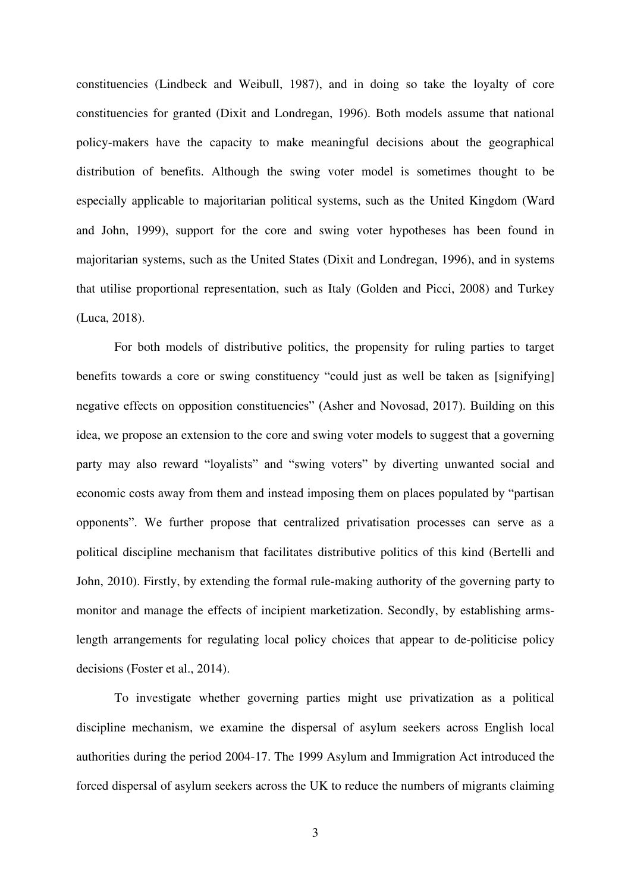constituencies (Lindbeck and Weibull, 1987), and in doing so take the loyalty of core constituencies for granted (Dixit and Londregan, 1996). Both models assume that national policy-makers have the capacity to make meaningful decisions about the geographical distribution of benefits. Although the swing voter model is sometimes thought to be especially applicable to majoritarian political systems, such as the United Kingdom (Ward and John, 1999), support for the core and swing voter hypotheses has been found in majoritarian systems, such as the United States (Dixit and Londregan, 1996), and in systems that utilise proportional representation, such as Italy (Golden and Picci, 2008) and Turkey (Luca, 2018).

For both models of distributive politics, the propensity for ruling parties to target benefits towards a core or swing constituency "could just as well be taken as [signifying] negative effects on opposition constituencies" (Asher and Novosad, 2017). Building on this idea, we propose an extension to the core and swing voter models to suggest that a governing party may also reward "loyalists" and "swing voters" by diverting unwanted social and economic costs away from them and instead imposing them on places populated by "partisan opponents". We further propose that centralized privatisation processes can serve as a political discipline mechanism that facilitates distributive politics of this kind (Bertelli and John, 2010). Firstly, by extending the formal rule-making authority of the governing party to monitor and manage the effects of incipient marketization. Secondly, by establishing arms-length arrangements for regulating local policy choices that appear to de-politicise policy decisions (Foster et al., 2014).

To investigate whether governing parties might use privatization as a political discipline mechanism, we examine the dispersal of asylum seekers across English local authorities during the period 2004-17. The 1999 Asylum and Immigration Act introduced the forced dispersal of asylum seekers across the UK to reduce the numbers of migrants claiming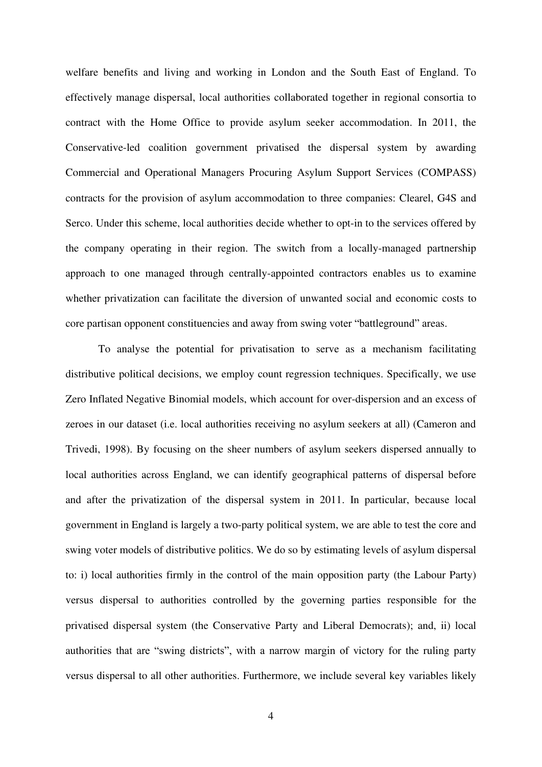welfare benefits and living and working in London and the South East of England. To effectively manage dispersal, local authorities collaborated together in regional consortia to contract with the Home Office to provide asylum seeker accommodation. In 2011, the Conservative-led coalition government privatised the dispersal system by awarding Commercial and Operational Managers Procuring Asylum Support Services (COMPASS) contracts for the provision of asylum accommodation to three companies: Clearel, G4S and Serco. Under this scheme, local authorities decide whether to opt-in to the services offered by the company operating in their region. The switch from a locally-managed partnership approach to one managed through centrally-appointed contractors enables us to examine whether privatization can facilitate the diversion of unwanted social and economic costs to core partisan opponent constituencies and away from swing voter "battleground" areas.

To analyse the potential for privatisation to serve as a mechanism facilitating distributive political decisions, we employ count regression techniques. Specifically, we use Zero Inflated Negative Binomial models, which account for over-dispersion and an excess of zeroes in our dataset (i.e. local authorities receiving no asylum seekers at all) (Cameron and Trivedi, 1998). By focusing on the sheer numbers of asylum seekers dispersed annually to local authorities across England, we can identify geographical patterns of dispersal before and after the privatization of the dispersal system in 2011. In particular, because local government in England is largely a two-party political system, we are able to test the core and swing voter models of distributive politics. We do so by estimating levels of asylum dispersal to: i) local authorities firmly in the control of the main opposition party (the Labour Party) versus dispersal to authorities controlled by the governing parties responsible for the privatised dispersal system (the Conservative Party and Liberal Democrats); and, ii) local authorities that are "swing districts", with a narrow margin of victory for the ruling party versus dispersal to all other authorities. Furthermore, we include several key variables likely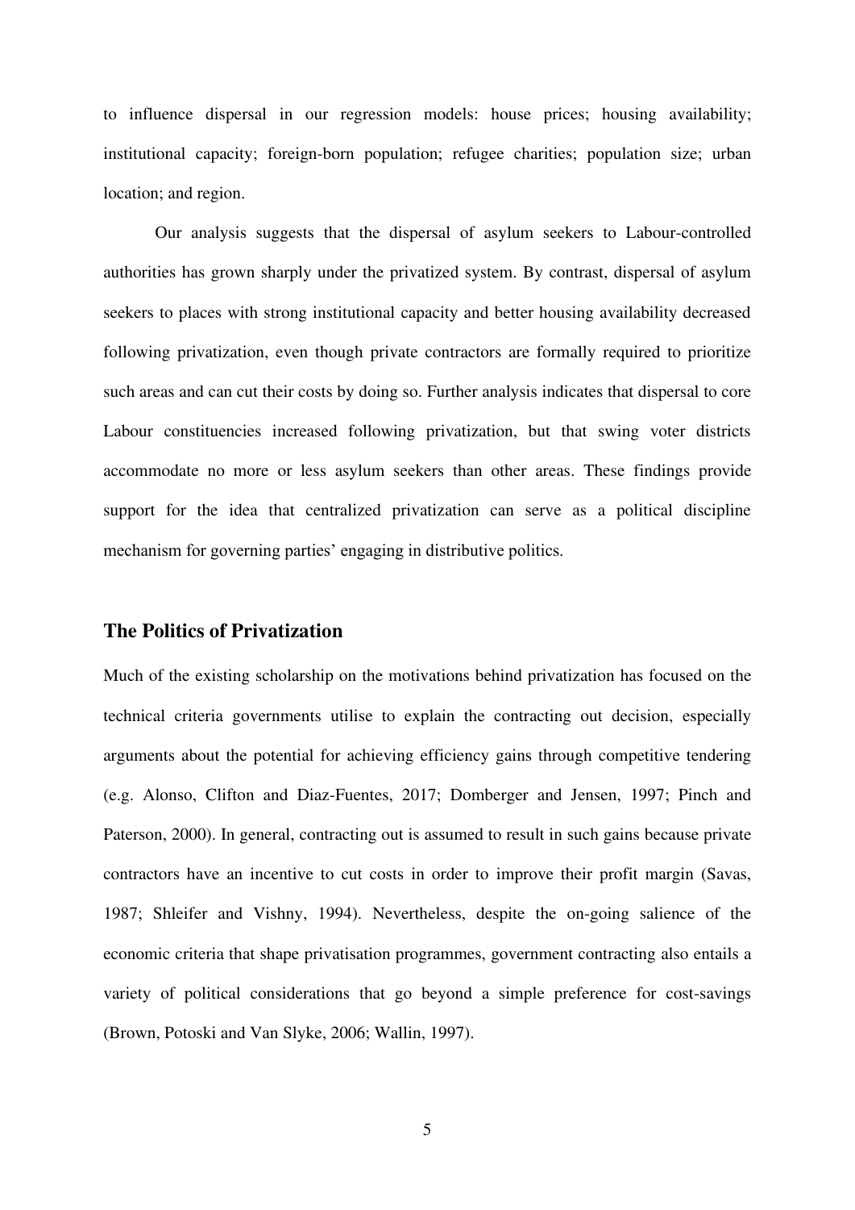to influence dispersal in our regression models: house prices; housing availability; institutional capacity; foreign-born population; refugee charities; population size; urban location; and region.

Our analysis suggests that the dispersal of asylum seekers to Labour-controlled authorities has grown sharply under the privatized system. By contrast, dispersal of asylum seekers to places with strong institutional capacity and better housing availability decreased following privatization, even though private contractors are formally required to prioritize such areas and can cut their costs by doing so. Further analysis indicates that dispersal to core Labour constituencies increased following privatization, but that swing voter districts accommodate no more or less asylum seekers than other areas. These findings provide support for the idea that centralized privatization can serve as a political discipline mechanism for governing parties' engaging in distributive politics.

## The Politics of Privatization

Much of the existing scholarship on the motivations behind privatization has focused on the technical criteria governments utilise to explain the contracting out decision, especially arguments about the potential for achieving efficiency gains through competitive tendering (e.g. Alonso, Clifton and Diaz-Fuentes, 2017; Domberger and Jensen, 1997; Pinch and Paterson, 2000). In general, contracting out is assumed to result in such gains because private contractors have an incentive to cut costs in order to improve their profit margin (Savas, 1987; Shleifer and Vishny, 1994). Nevertheless, despite the on-going salience of the economic criteria that shape privatisation programmes, government contracting also entails a variety of political considerations that go beyond a simple preference for cost-savings (Brown, Potoski and Van Slyke, 2006; Wallin, 1997).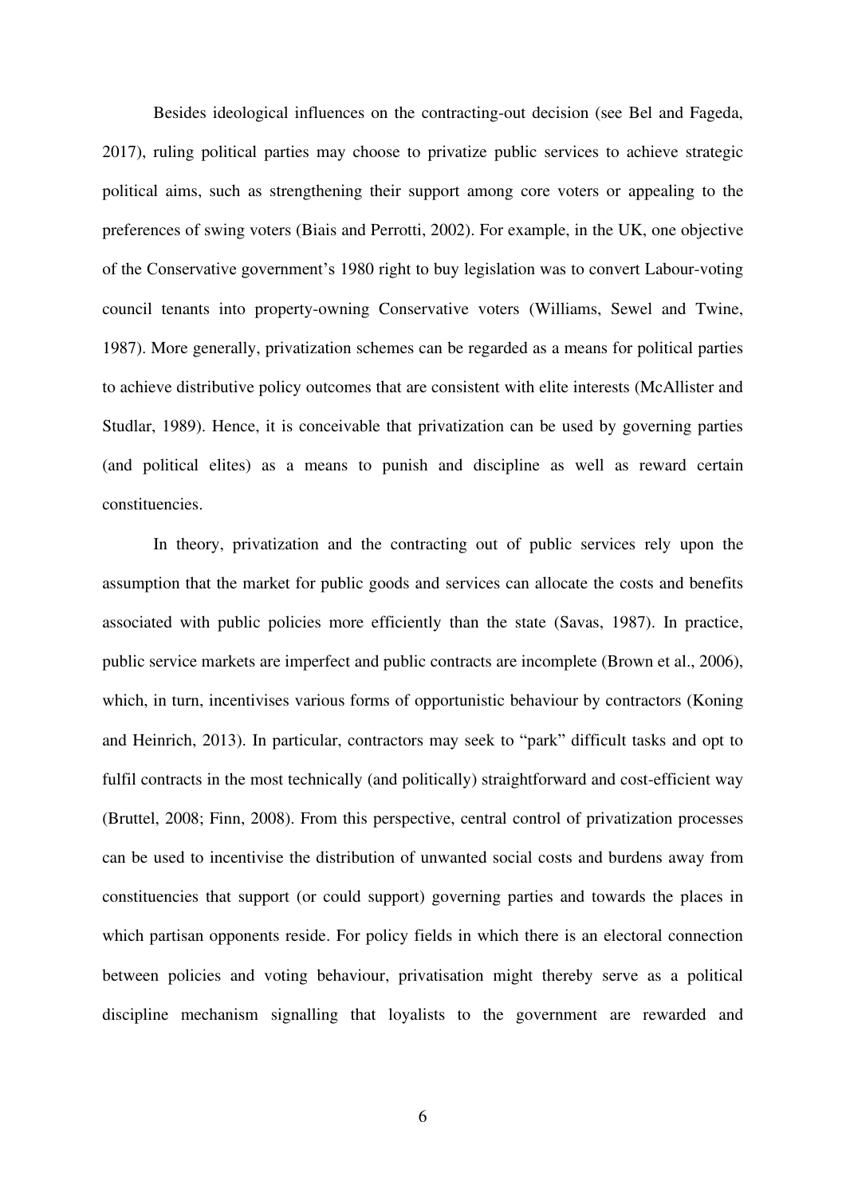Besides ideological influences on the contracting-out decision (see Bel and Fageda, 2017), ruling political parties may choose to privatize public services to achieve strategic political aims, such as strengthening their support among core voters or appealing to the preferences of swing voters (Biais and Perrotti, 2002). For example, in the UK, one objective of the Conservative government's 1980 right to buy legislation was to convert Labour-voting council tenants into property-owning Conservative voters (Williams, Sewel and Twine, 1987). More generally, privatization schemes can be regarded as a means for political parties to achieve distributive policy outcomes that are consistent with elite interests (McAllister and Studlar, 1989). Hence, it is conceivable that privatization can be used by governing parties (and political elites) as a means to punish and discipline as well as reward certain constituencies.

In theory, privatization and the contracting out of public services rely upon the assumption that the market for public goods and services can allocate the costs and benefits associated with public policies more efficiently than the state (Savas, 1987). In practice, public service markets are imperfect and public contracts are incomplete (Brown et al., 2006), which, in turn, incentivises various forms of opportunistic behaviour by contractors (Koning and Heinrich, 2013). In particular, contractors may seek to "park" difficult tasks and opt to fulfil contracts in the most technically (and politically) straightforward and cost-efficient way (Bruttel, 2008; Finn, 2008). From this perspective, central control of privatization processes can be used to incentivise the distribution of unwanted social costs and burdens away from constituencies that support (or could support) governing parties and towards the places in which partisan opponents reside. For policy fields in which there is an electoral connection between policies and voting behaviour, privatisation might thereby serve as a political discipline mechanism signalling that loyalists to the government are rewarded and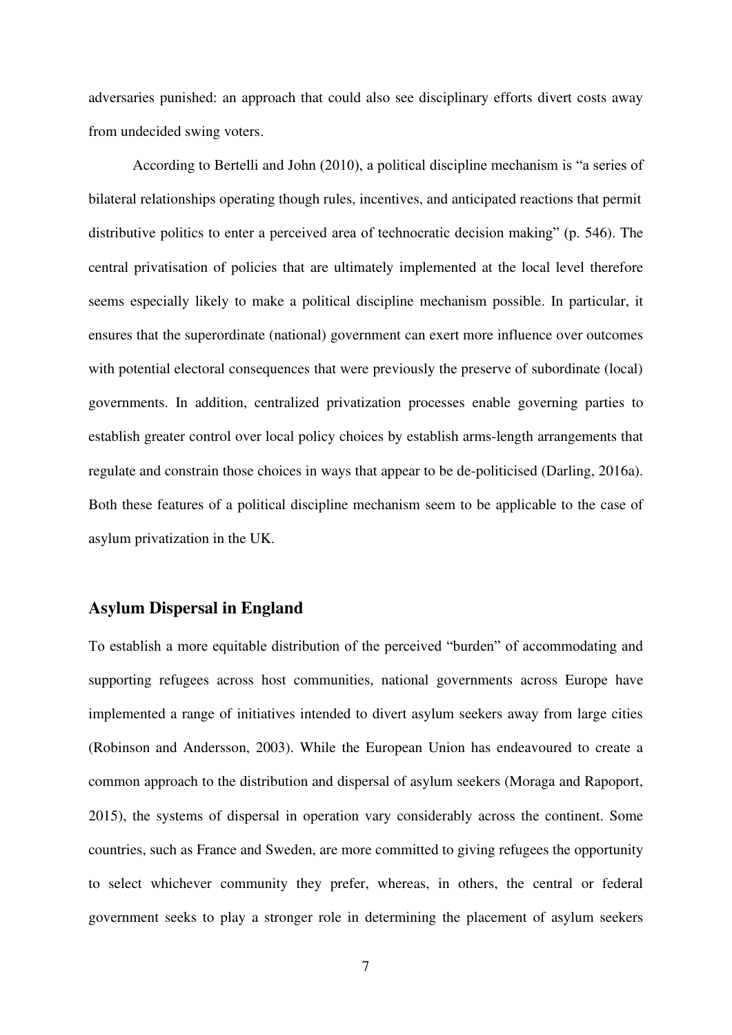adversaries punished: an approach that could also see disciplinary efforts divert costs away from undecided swing voters.

According to Bertelli and John (2010), a political discipline mechanism is "a series of bilateral relationships operating though rules, incentives, and anticipated reactions that permit distributive politics to enter a perceived area of technocratic decision making" (p. 546). The central privatisation of policies that are ultimately implemented at the local level therefore seems especially likely to make a political discipline mechanism possible. In particular, it ensures that the superordinate (national) government can exert more influence over outcomes with potential electoral consequences that were previously the preserve of subordinate (local) governments. In addition, centralized privatization processes enable governing parties to establish greater control over local policy choices by establish arms-length arrangements that regulate and constrain those choices in ways that appear to be de-politicised (Darling, 2016a). Both these features of a political discipline mechanism seem to be applicable to the case of asylum privatization in the UK.

## Asylum Dispersal in England

To establish a more equitable distribution of the perceived "burden" of accommodating and supporting refugees across host communities, national governments across Europe have implemented a range of initiatives intended to divert asylum seekers away from large cities (Robinson and Andersson, 2003). While the European Union has endeavoured to create a common approach to the distribution and dispersal of asylum seekers (Moraga and Rapoport, 2015), the systems of dispersal in operation vary considerably across the continent. Some countries, such as France and Sweden, are more committed to giving refugees the opportunity to select whichever community they prefer, whereas, in others, the central or federal government seeks to play a stronger role in determining the placement of asylum seekers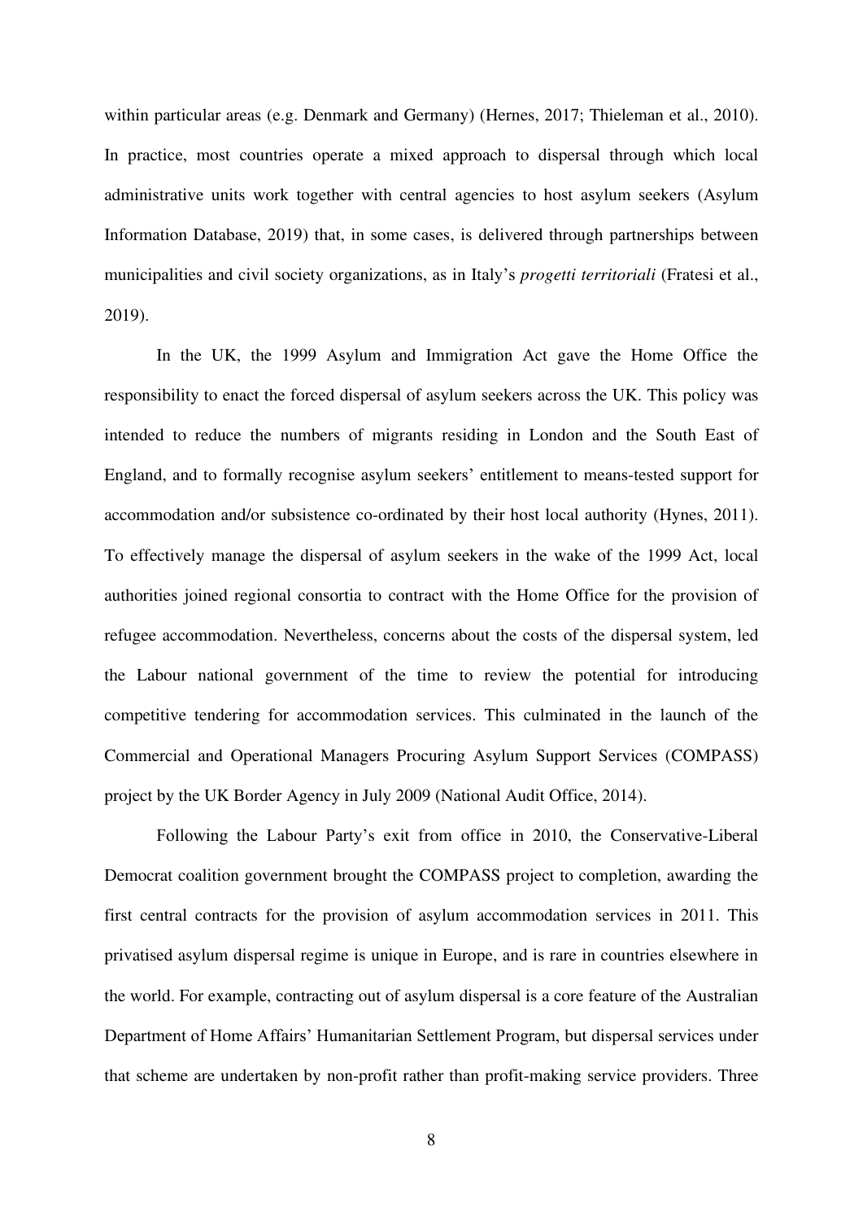within particular areas (e.g. Denmark and Germany) (Hernes, 2017; Thieleman et al., 2010). In practice, most countries operate a mixed approach to dispersal through which local administrative units work together with central agencies to host asylum seekers (Asylum Information Database, 2019) that, in some cases, is delivered through partnerships between municipalities and civil society organizations, as in Italy's *progetti territoriali* (Fratesi et al., 2019).

In the UK, the 1999 Asylum and Immigration Act gave the Home Office the responsibility to enact the forced dispersal of asylum seekers across the UK. This policy was intended to reduce the numbers of migrants residing in London and the South East of England, and to formally recognise asylum seekers' entitlement to means-tested support for accommodation and/or subsistence co-ordinated by their host local authority (Hynes, 2011). To effectively manage the dispersal of asylum seekers in the wake of the 1999 Act, local authorities joined regional consortia to contract with the Home Office for the provision of refugee accommodation. Nevertheless, concerns about the costs of the dispersal system, led the Labour national government of the time to review the potential for introducing competitive tendering for accommodation services. This culminated in the launch of the Commercial and Operational Managers Procuring Asylum Support Services (COMPASS) project by the UK Border Agency in July 2009 (National Audit Office, 2014).

Following the Labour Party's exit from office in 2010, the Conservative-Liberal Democrat coalition government brought the COMPASS project to completion, awarding the first central contracts for the provision of asylum accommodation services in 2011. This privatised asylum dispersal regime is unique in Europe, and is rare in countries elsewhere in the world. For example, contracting out of asylum dispersal is a core feature of the Australian Department of Home Affairs' Humanitarian Settlement Program, but dispersal services under that scheme are undertaken by non-profit rather than profit-making service providers. Three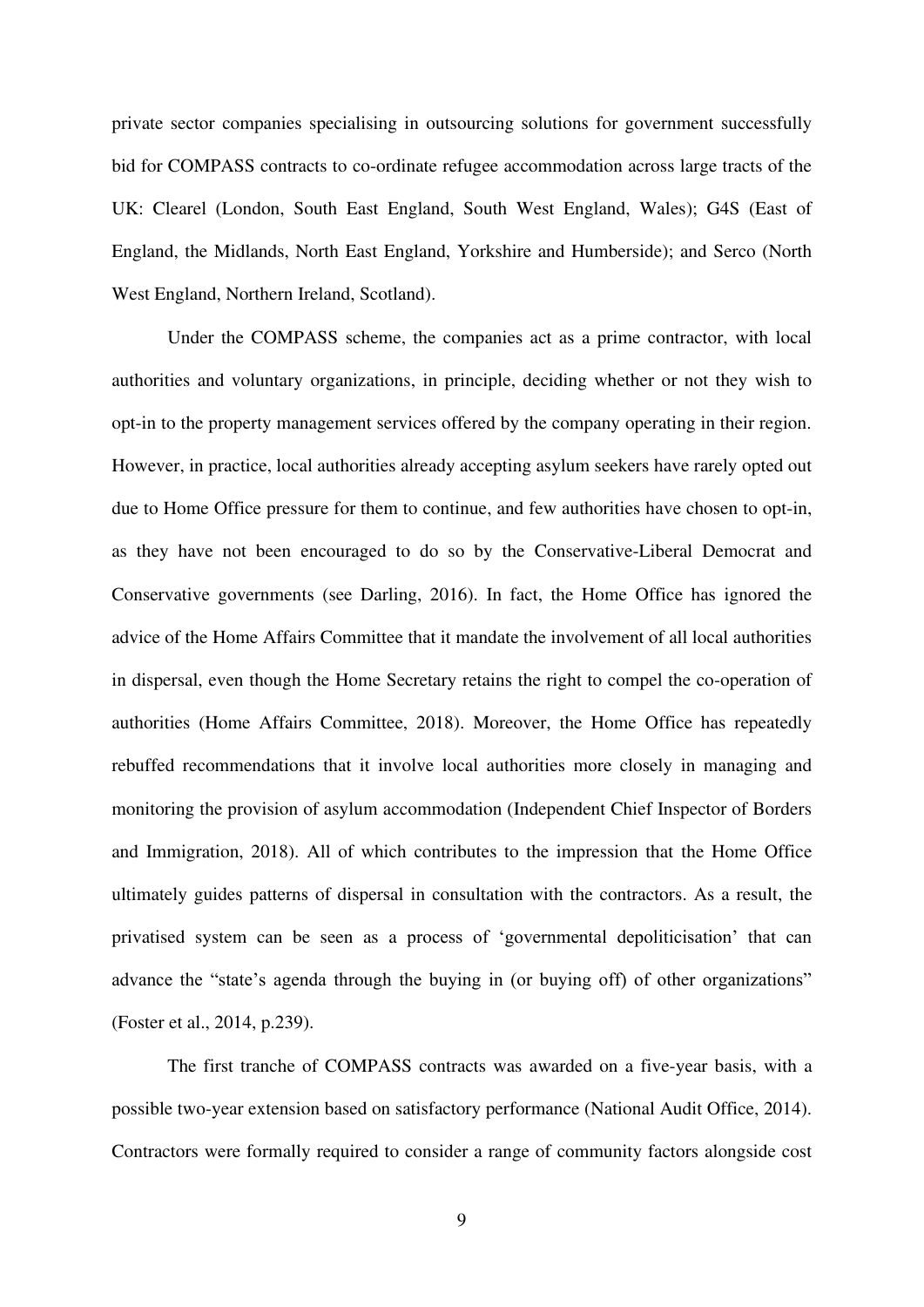private sector companies specialising in outsourcing solutions for government successfully bid for COMPASS contracts to co-ordinate refugee accommodation across large tracts of the UK: Clearel (London, South East England, South West England, Wales); G4S (East of England, the Midlands, North East England, Yorkshire and Humberside); and Serco (North West England, Northern Ireland, Scotland).

Under the COMPASS scheme, the companies act as a prime contractor, with local authorities and voluntary organizations, in principle, deciding whether or not they wish to opt-in to the property management services offered by the company operating in their region. However, in practice, local authorities already accepting asylum seekers have rarely opted out due to Home Office pressure for them to continue, and few authorities have chosen to opt-in, as they have not been encouraged to do so by the Conservative-Liberal Democrat and Conservative governments (see Darling, 2016). In fact, the Home Office has ignored the advice of the Home Affairs Committee that it mandate the involvement of all local authorities in dispersal, even though the Home Secretary retains the right to compel the co-operation of authorities (Home Affairs Committee, 2018). Moreover, the Home Office has repeatedly rebuffed recommendations that it involve local authorities more closely in managing and monitoring the provision of asylum accommodation (Independent Chief Inspector of Borders and Immigration, 2018). All of which contributes to the impression that the Home Office ultimately guides patterns of dispersal in consultation with the contractors. As a result, the privatised system can be seen as a process of 'governmental depoliticisation' that can advance the "state's agenda through the buying in (or buying off) of other organizations" (Foster et al., 2014, p.239).

The first tranche of COMPASS contracts was awarded on a five-year basis, with a possible two-year extension based on satisfactory performance (National Audit Office, 2014). Contractors were formally required to consider a range of community factors alongside cost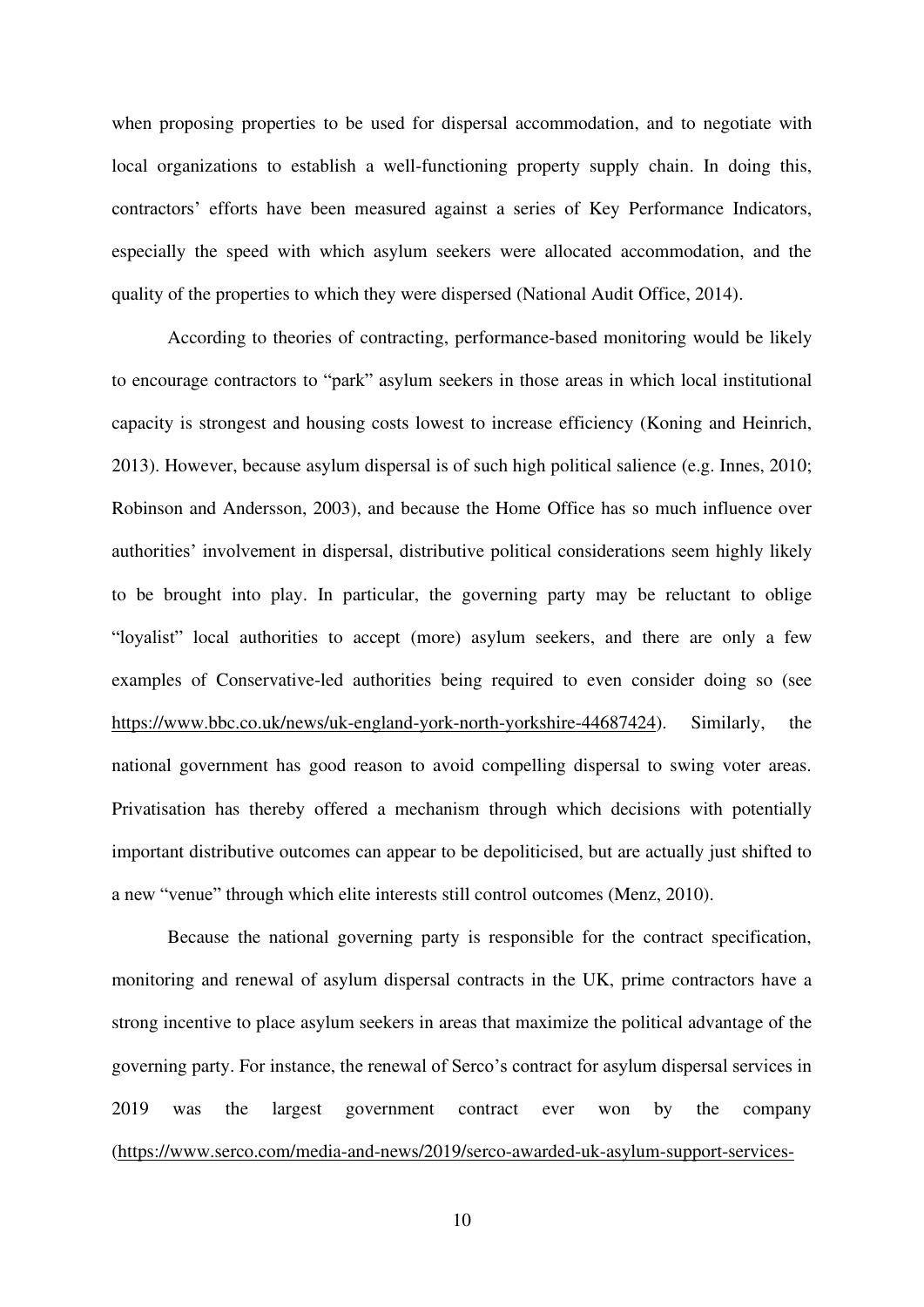when proposing properties to be used for dispersal accommodation, and to negotiate with local organizations to establish a well-functioning property supply chain. In doing this, contractors' efforts have been measured against a series of Key Performance Indicators, especially the speed with which asylum seekers were allocated accommodation, and the quality of the properties to which they were dispersed (National Audit Office, 2014).

According to theories of contracting, performance-based monitoring would be likely to encourage contractors to "park" asylum seekers in those areas in which local institutional capacity is strongest and housing costs lowest to increase efficiency (Koning and Heinrich, 2013). However, because asylum dispersal is of such high political salience (e.g. Innes, 2010; Robinson and Andersson, 2003), and because the Home Office has so much influence over authorities' involvement in dispersal, distributive political considerations seem highly likely to be brought into play. In particular, the governing party may be reluctant to oblige "loyalist" local authorities to accept (more) asylum seekers, and there are only a few examples of Conservative-led authorities being required to even consider doing so (see https://www.bbc.co.uk/news/uk-england-york-north-yorkshire-44687424). Similarly, the national government has good reason to avoid compelling dispersal to swing voter areas. Privatisation has thereby offered a mechanism through which decisions with potentially important distributive outcomes can appear to be depoliticised, but are actually just shifted to a new "venue" through which elite interests still control outcomes (Menz, 2010).

Because the national governing party is responsible for the contract specification, monitoring and renewal of asylum dispersal contracts in the UK, prime contractors have a strong incentive to place asylum seekers in areas that maximize the political advantage of the governing party. For instance, the renewal of Serco's contract for asylum dispersal services in 2019 was the largest government contract ever won by the company (https://www.serco.com/media-and-news/2019/serco-awarded-uk-asylum-support-services-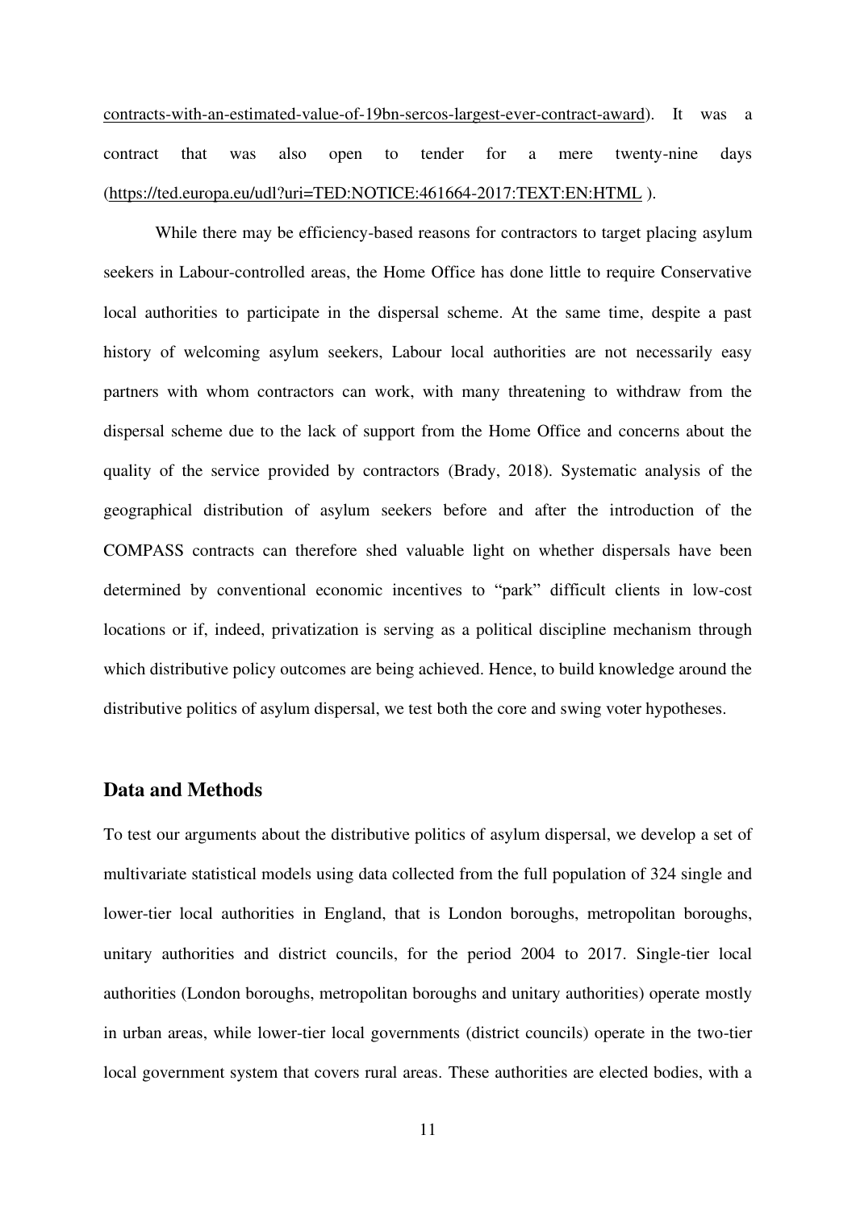contracts-with-an-estimated-value-of-19bn-sercos-largest-ever-contract-award). It was a contract that was also open to tender for a mere twenty-nine days (https://ted.europa.eu/udl?uri=TED:NOTICE:461664-2017:TEXT:EN:HTML ).

While there may be efficiency-based reasons for contractors to target placing asylum seekers in Labour-controlled areas, the Home Office has done little to require Conservative local authorities to participate in the dispersal scheme. At the same time, despite a past history of welcoming asylum seekers, Labour local authorities are not necessarily easy partners with whom contractors can work, with many threatening to withdraw from the dispersal scheme due to the lack of support from the Home Office and concerns about the quality of the service provided by contractors (Brady, 2018). Systematic analysis of the geographical distribution of asylum seekers before and after the introduction of the COMPASS contracts can therefore shed valuable light on whether dispersals have been determined by conventional economic incentives to "park" difficult clients in low-cost locations or if, indeed, privatization is serving as a political discipline mechanism through which distributive policy outcomes are being achieved. Hence, to build knowledge around the distributive politics of asylum dispersal, we test both the core and swing voter hypotheses.

## Data and Methods

To test our arguments about the distributive politics of asylum dispersal, we develop a set of multivariate statistical models using data collected from the full population of 324 single and lower-tier local authorities in England, that is London boroughs, metropolitan boroughs, unitary authorities and district councils, for the period 2004 to 2017. Single-tier local authorities (London boroughs, metropolitan boroughs and unitary authorities) operate mostly in urban areas, while lower-tier local governments (district councils) operate in the two-tier local government system that covers rural areas. These authorities are elected bodies, with a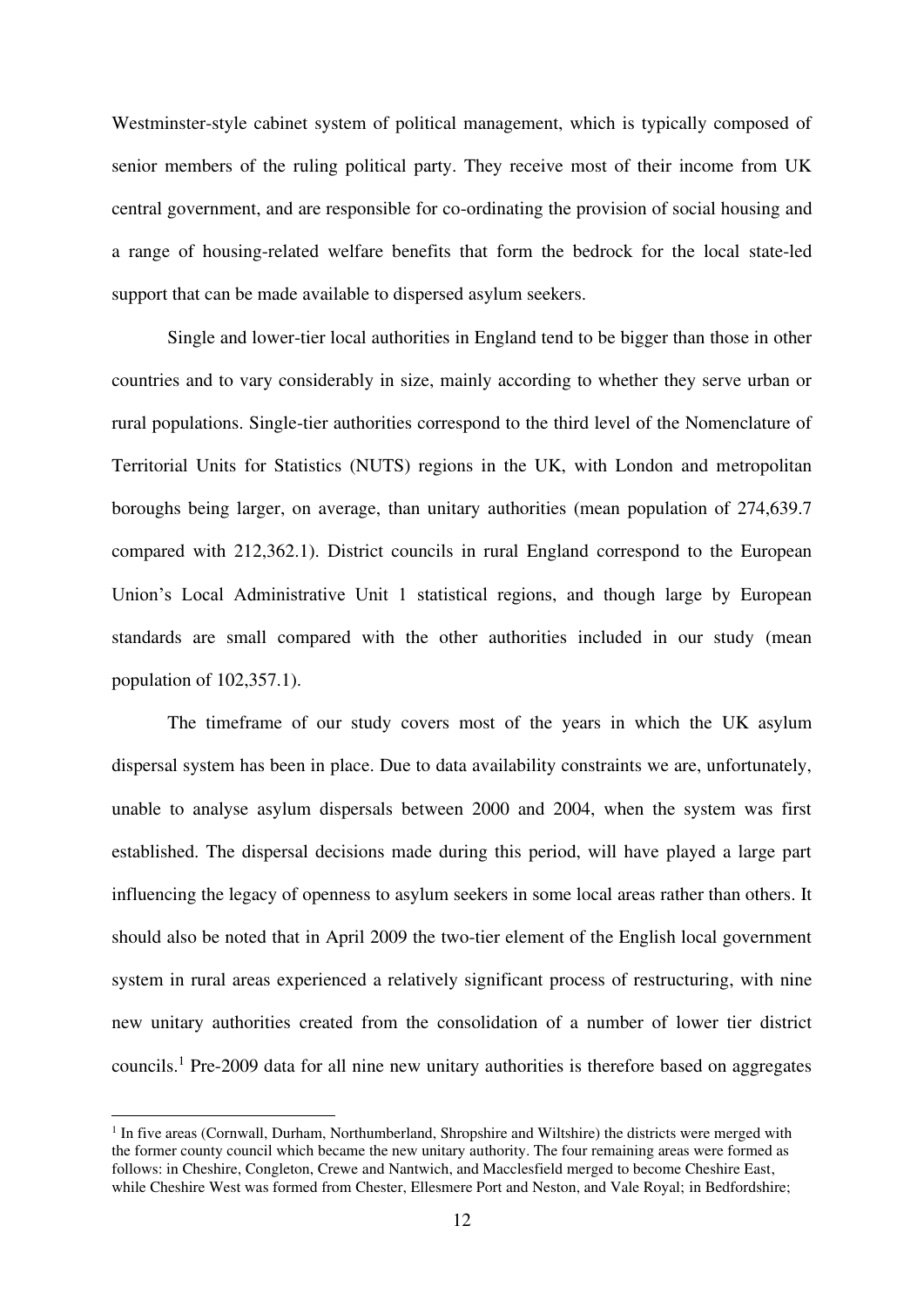Westminster-style cabinet system of political management, which is typically composed of senior members of the ruling political party. They receive most of their income from UK central government, and are responsible for co-ordinating the provision of social housing and a range of housing-related welfare benefits that form the bedrock for the local state-led support that can be made available to dispersed asylum seekers.

Single and lower-tier local authorities in England tend to be bigger than those in other countries and to vary considerably in size, mainly according to whether they serve urban or rural populations. Single-tier authorities correspond to the third level of the Nomenclature of Territorial Units for Statistics (NUTS) regions in the UK, with London and metropolitan boroughs being larger, on average, than unitary authorities (mean population of 274,639.7 compared with 212,362.1). District councils in rural England correspond to the European Union's Local Administrative Unit 1 statistical regions, and though large by European standards are small compared with the other authorities included in our study (mean population of 102,357.1).

The timeframe of our study covers most of the years in which the UK asylum dispersal system has been in place. Due to data availability constraints we are, unfortunately, unable to analyse asylum dispersals between 2000 and 2004, when the system was first established. The dispersal decisions made during this period, will have played a large part influencing the legacy of openness to asylum seekers in some local areas rather than others. It should also be noted that in April 2009 the two-tier element of the English local government system in rural areas experienced a relatively significant process of restructuring, with nine new unitary authorities created from the consolidation of a number of lower tier district councils.[1] Pre-2009 data for all nine new unitary authorities is therefore based on aggregates

[1] In five areas (Cornwall, Durham, Northumberland, Shropshire and Wiltshire) the districts were merged with the former county council which became the new unitary authority. The four remaining areas were formed as follows: in Cheshire, Congleton, Crewe and Nantwich, and Macclesfield merged to become Cheshire East, while Cheshire West was formed from Chester, Ellesmere Port and Neston, and Vale Royal; in Bedfordshire;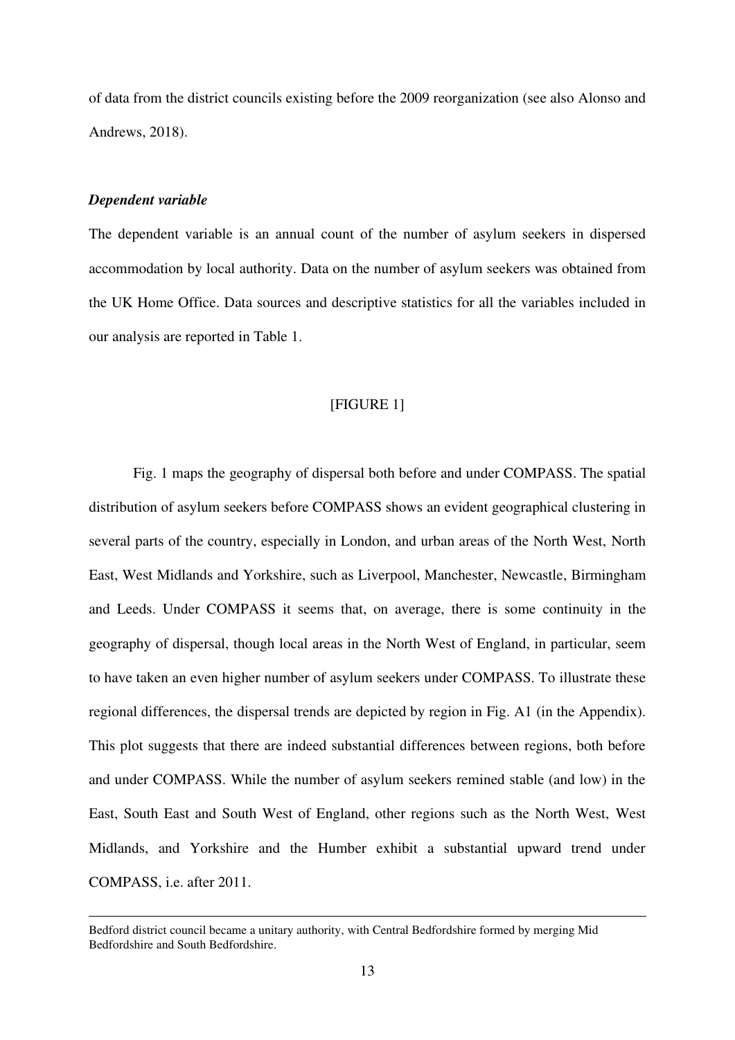of data from the district councils existing before the 2009 reorganization (see also Alonso and Andrews, 2018).

***Dependent variable***

The dependent variable is an annual count of the number of asylum seekers in dispersed accommodation by local authority. Data on the number of asylum seekers was obtained from the UK Home Office. Data sources and descriptive statistics for all the variables included in our analysis are reported in Table 1.

[FIGURE 1]

Fig. 1 maps the geography of dispersal both before and under COMPASS. The spatial distribution of asylum seekers before COMPASS shows an evident geographical clustering in several parts of the country, especially in London, and urban areas of the North West, North East, West Midlands and Yorkshire, such as Liverpool, Manchester, Newcastle, Birmingham and Leeds. Under COMPASS it seems that, on average, there is some continuity in the geography of dispersal, though local areas in the North West of England, in particular, seem to have taken an even higher number of asylum seekers under COMPASS. To illustrate these regional differences, the dispersal trends are depicted by region in Fig. A1 (in the Appendix). This plot suggests that there are indeed substantial differences between regions, both before and under COMPASS. While the number of asylum seekers remined stable (and low) in the East, South East and South West of England, other regions such as the North West, West Midlands, and Yorkshire and the Humber exhibit a substantial upward trend under COMPASS, i.e. after 2011.

---

Bedford district council became a unitary authority, with Central Bedfordshire formed by merging Mid Bedfordshire and South Bedfordshire.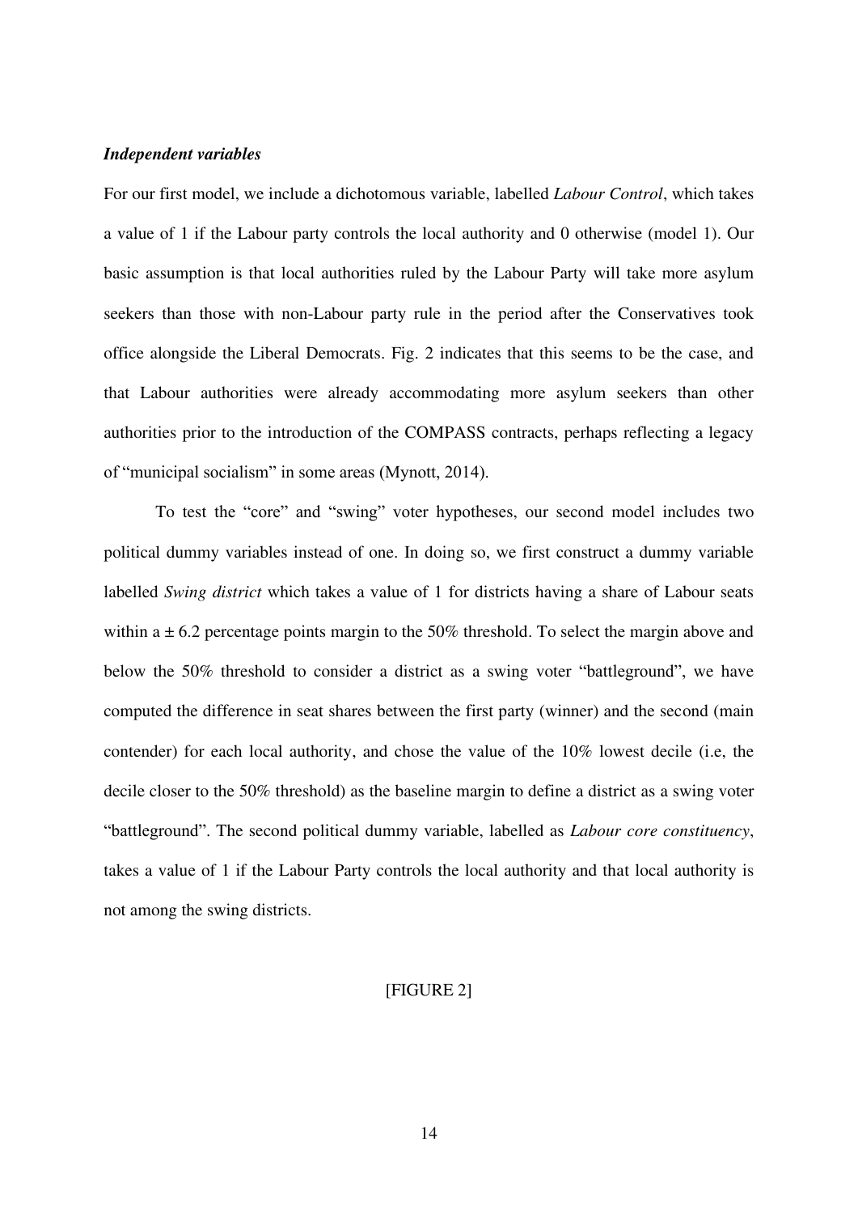### *Independent variables*

For our first model, we include a dichotomous variable, labelled *Labour Control*, which takes a value of 1 if the Labour party controls the local authority and 0 otherwise (model 1). Our basic assumption is that local authorities ruled by the Labour Party will take more asylum seekers than those with non-Labour party rule in the period after the Conservatives took office alongside the Liberal Democrats. Fig. 2 indicates that this seems to be the case, and that Labour authorities were already accommodating more asylum seekers than other authorities prior to the introduction of the COMPASS contracts, perhaps reflecting a legacy of "municipal socialism" in some areas (Mynott, 2014).

To test the "core" and "swing" voter hypotheses, our second model includes two political dummy variables instead of one. In doing so, we first construct a dummy variable labelled *Swing district* which takes a value of 1 for districts having a share of Labour seats within a $\pm$ 6.2 percentage points margin to the 50% threshold. To select the margin above and below the 50% threshold to consider a district as a swing voter "battleground", we have computed the difference in seat shares between the first party (winner) and the second (main contender) for each local authority, and chose the value of the 10% lowest decile (i.e, the decile closer to the 50% threshold) as the baseline margin to define a district as a swing voter "battleground". The second political dummy variable, labelled as *Labour core constituency*, takes a value of 1 if the Labour Party controls the local authority and that local authority is not among the swing districts.

[FIGURE 2]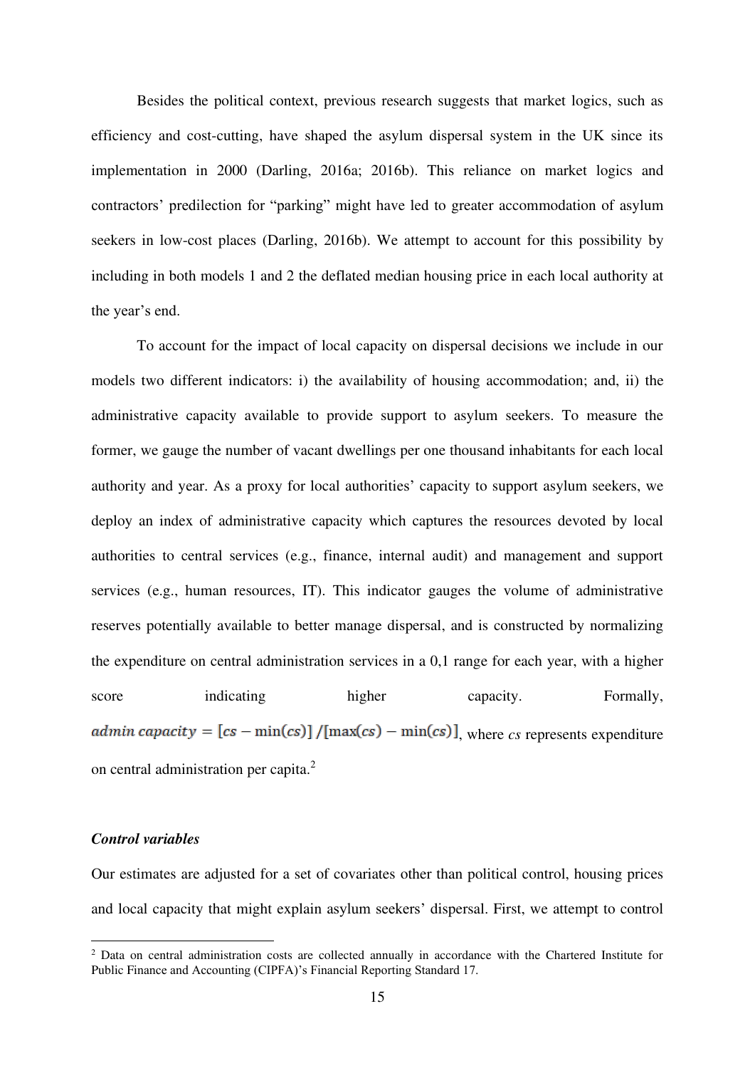Besides the political context, previous research suggests that market logics, such as efficiency and cost-cutting, have shaped the asylum dispersal system in the UK since its implementation in 2000 (Darling, 2016a; 2016b). This reliance on market logics and contractors' predilection for "parking" might have led to greater accommodation of asylum seekers in low-cost places (Darling, 2016b). We attempt to account for this possibility by including in both models 1 and 2 the deflated median housing price in each local authority at the year's end.

To account for the impact of local capacity on dispersal decisions we include in our models two different indicators: i) the availability of housing accommodation; and, ii) the administrative capacity available to provide support to asylum seekers. To measure the former, we gauge the number of vacant dwellings per one thousand inhabitants for each local authority and year. As a proxy for local authorities' capacity to support asylum seekers, we deploy an index of administrative capacity which captures the resources devoted by local authorities to central services (e.g., finance, internal audit) and management and support services (e.g., human resources, IT). This indicator gauges the volume of administrative reserves potentially available to better manage dispersal, and is constructed by normalizing the expenditure on central administration services in a 0,1 range for each year, with a higher score indicating higher capacity. Formally, $admin\ capacity = [cs - \min(cs)]\ /[\max(cs) - \min(cs)]$, where *cs* represents expenditure on central administration per capita.[2]

### *Control variables*

Our estimates are adjusted for a set of covariates other than political control, housing prices and local capacity that might explain asylum seekers' dispersal. First, we attempt to control

[2] Data on central administration costs are collected annually in accordance with the Chartered Institute for Public Finance and Accounting (CIPFA)'s Financial Reporting Standard 17.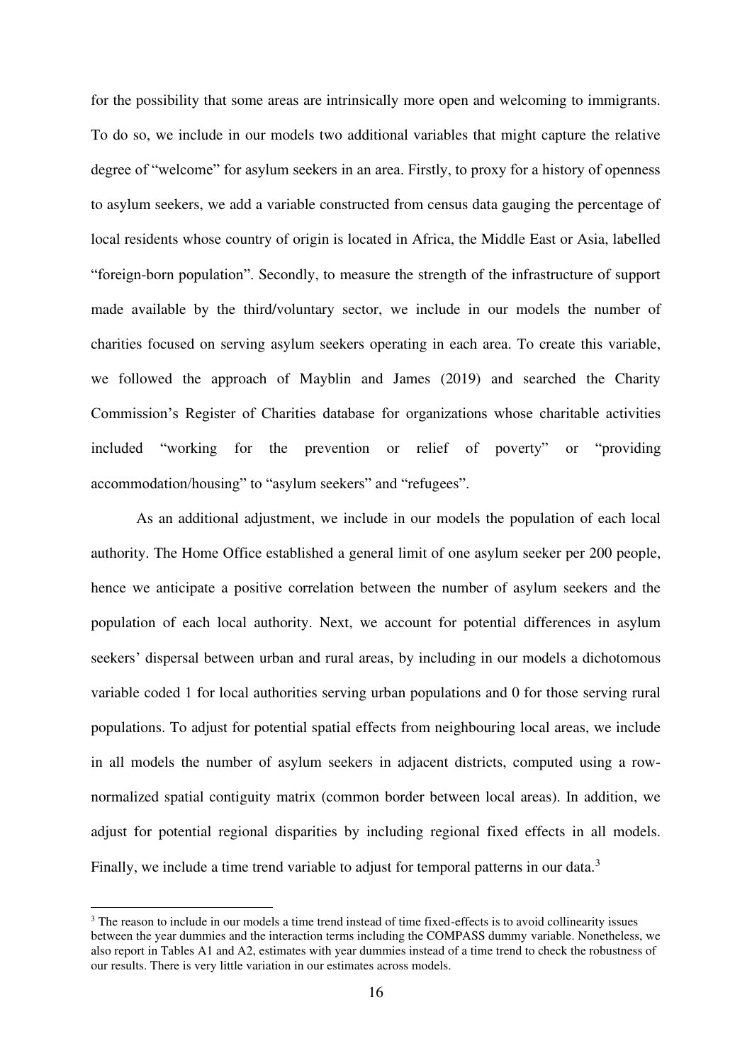for the possibility that some areas are intrinsically more open and welcoming to immigrants. To do so, we include in our models two additional variables that might capture the relative degree of "welcome" for asylum seekers in an area. Firstly, to proxy for a history of openness to asylum seekers, we add a variable constructed from census data gauging the percentage of local residents whose country of origin is located in Africa, the Middle East or Asia, labelled "foreign-born population". Secondly, to measure the strength of the infrastructure of support made available by the third/voluntary sector, we include in our models the number of charities focused on serving asylum seekers operating in each area. To create this variable, we followed the approach of Mayblin and James (2019) and searched the Charity Commission's Register of Charities database for organizations whose charitable activities included "working for the prevention or relief of poverty" or "providing accommodation/housing" to "asylum seekers" and "refugees".

As an additional adjustment, we include in our models the population of each local authority. The Home Office established a general limit of one asylum seeker per 200 people, hence we anticipate a positive correlation between the number of asylum seekers and the population of each local authority. Next, we account for potential differences in asylum seekers' dispersal between urban and rural areas, by including in our models a dichotomous variable coded 1 for local authorities serving urban populations and 0 for those serving rural populations. To adjust for potential spatial effects from neighbouring local areas, we include in all models the number of asylum seekers in adjacent districts, computed using a row-normalized spatial contiguity matrix (common border between local areas). In addition, we adjust for potential regional disparities by including regional fixed effects in all models. Finally, we include a time trend variable to adjust for temporal patterns in our data.[3]

[3] The reason to include in our models a time trend instead of time fixed-effects is to avoid collinearity issues between the year dummies and the interaction terms including the COMPASS dummy variable. Nonetheless, we also report in Tables A1 and A2, estimates with year dummies instead of a time trend to check the robustness of our results. There is very little variation in our estimates across models.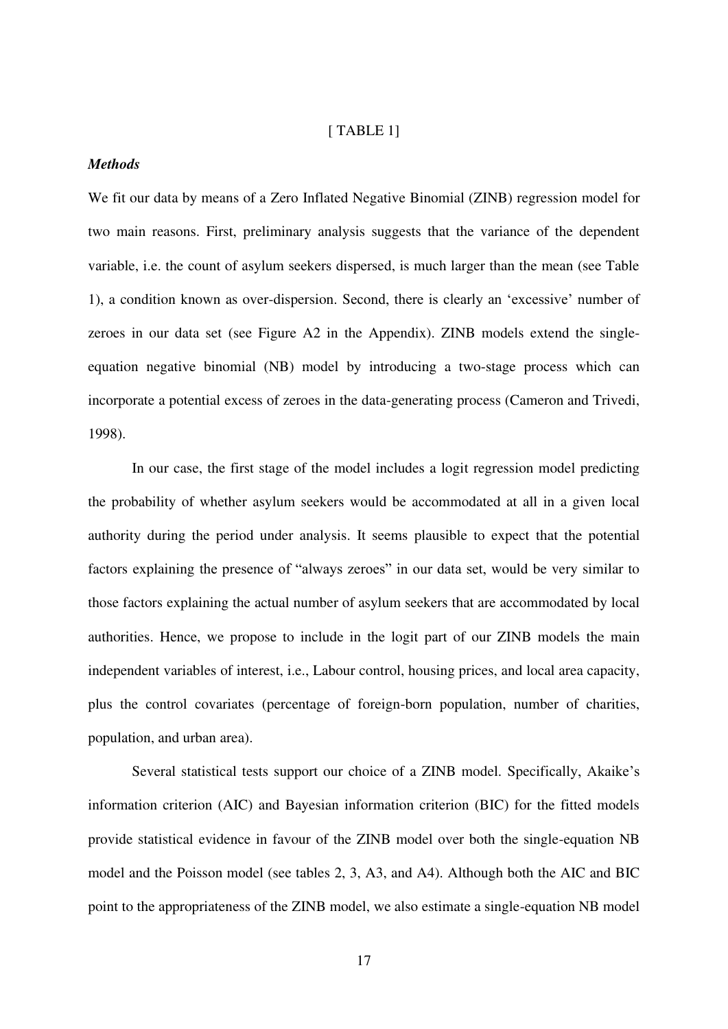[ TABLE 1]

***Methods***

We fit our data by means of a Zero Inflated Negative Binomial (ZINB) regression model for two main reasons. First, preliminary analysis suggests that the variance of the dependent variable, i.e. the count of asylum seekers dispersed, is much larger than the mean (see Table 1), a condition known as over-dispersion. Second, there is clearly an 'excessive' number of zeroes in our data set (see Figure A2 in the Appendix). ZINB models extend the single-equation negative binomial (NB) model by introducing a two-stage process which can incorporate a potential excess of zeroes in the data-generating process (Cameron and Trivedi, 1998).

In our case, the first stage of the model includes a logit regression model predicting the probability of whether asylum seekers would be accommodated at all in a given local authority during the period under analysis. It seems plausible to expect that the potential factors explaining the presence of "always zeroes" in our data set, would be very similar to those factors explaining the actual number of asylum seekers that are accommodated by local authorities. Hence, we propose to include in the logit part of our ZINB models the main independent variables of interest, i.e., Labour control, housing prices, and local area capacity, plus the control covariates (percentage of foreign-born population, number of charities, population, and urban area).

Several statistical tests support our choice of a ZINB model. Specifically, Akaike's information criterion (AIC) and Bayesian information criterion (BIC) for the fitted models provide statistical evidence in favour of the ZINB model over both the single-equation NB model and the Poisson model (see tables 2, 3, A3, and A4). Although both the AIC and BIC point to the appropriateness of the ZINB model, we also estimate a single-equation NB model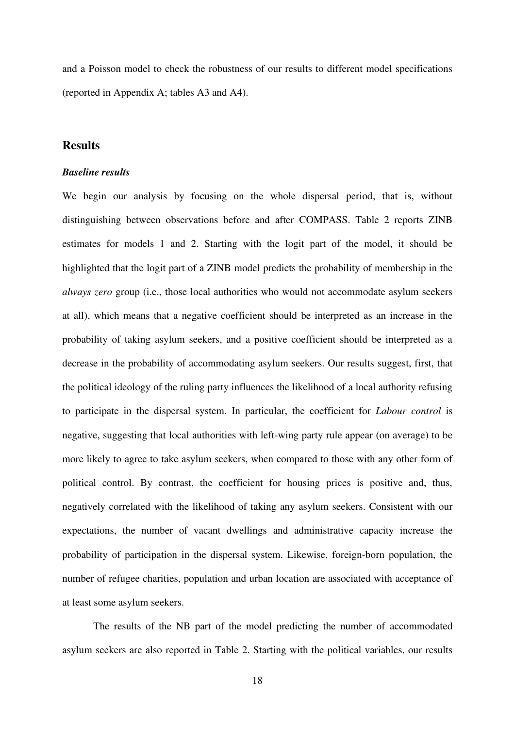and a Poisson model to check the robustness of our results to different model specifications (reported in Appendix A; tables A3 and A4).

## Results

### *Baseline results*

We begin our analysis by focusing on the whole dispersal period, that is, without distinguishing between observations before and after COMPASS. Table 2 reports ZINB estimates for models 1 and 2. Starting with the logit part of the model, it should be highlighted that the logit part of a ZINB model predicts the probability of membership in the *always zero* group (i.e., those local authorities who would not accommodate asylum seekers at all), which means that a negative coefficient should be interpreted as an increase in the probability of taking asylum seekers, and a positive coefficient should be interpreted as a decrease in the probability of accommodating asylum seekers. Our results suggest, first, that the political ideology of the ruling party influences the likelihood of a local authority refusing to participate in the dispersal system. In particular, the coefficient for *Labour control* is negative, suggesting that local authorities with left-wing party rule appear (on average) to be more likely to agree to take asylum seekers, when compared to those with any other form of political control. By contrast, the coefficient for housing prices is positive and, thus, negatively correlated with the likelihood of taking any asylum seekers. Consistent with our expectations, the number of vacant dwellings and administrative capacity increase the probability of participation in the dispersal system. Likewise, foreign-born population, the number of refugee charities, population and urban location are associated with acceptance of at least some asylum seekers.

The results of the NB part of the model predicting the number of accommodated asylum seekers are also reported in Table 2. Starting with the political variables, our results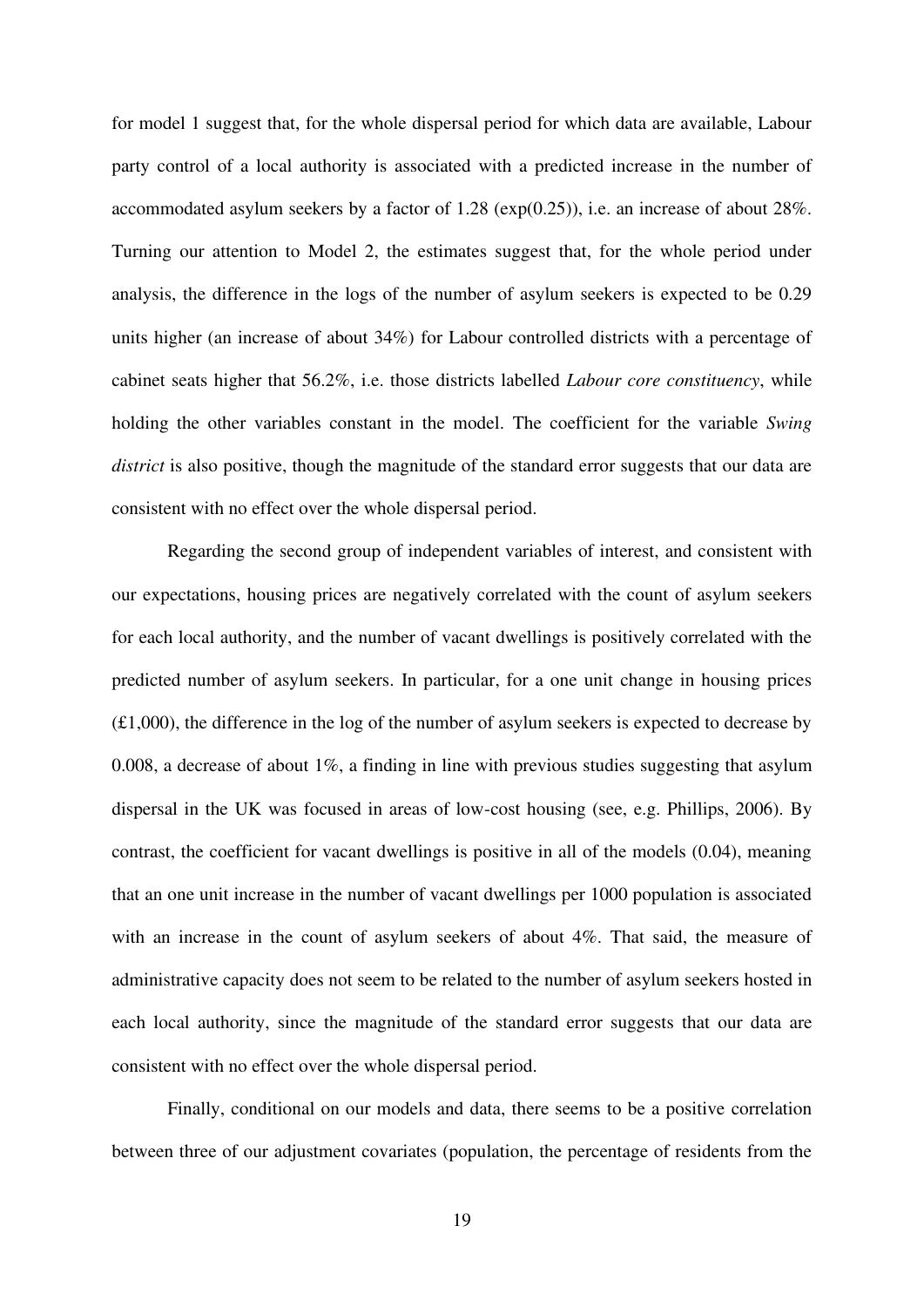for model 1 suggest that, for the whole dispersal period for which data are available, Labour party control of a local authority is associated with a predicted increase in the number of accommodated asylum seekers by a factor of 1.28 (exp(0.25)), i.e. an increase of about 28%. Turning our attention to Model 2, the estimates suggest that, for the whole period under analysis, the difference in the logs of the number of asylum seekers is expected to be 0.29 units higher (an increase of about 34%) for Labour controlled districts with a percentage of cabinet seats higher that 56.2%, i.e. those districts labelled *Labour core constituency*, while holding the other variables constant in the model. The coefficient for the variable *Swing district* is also positive, though the magnitude of the standard error suggests that our data are consistent with no effect over the whole dispersal period.

Regarding the second group of independent variables of interest, and consistent with our expectations, housing prices are negatively correlated with the count of asylum seekers for each local authority, and the number of vacant dwellings is positively correlated with the predicted number of asylum seekers. In particular, for a one unit change in housing prices (£1,000), the difference in the log of the number of asylum seekers is expected to decrease by 0.008, a decrease of about 1%, a finding in line with previous studies suggesting that asylum dispersal in the UK was focused in areas of low-cost housing (see, e.g. Phillips, 2006). By contrast, the coefficient for vacant dwellings is positive in all of the models (0.04), meaning that an one unit increase in the number of vacant dwellings per 1000 population is associated with an increase in the count of asylum seekers of about 4%. That said, the measure of administrative capacity does not seem to be related to the number of asylum seekers hosted in each local authority, since the magnitude of the standard error suggests that our data are consistent with no effect over the whole dispersal period.

Finally, conditional on our models and data, there seems to be a positive correlation between three of our adjustment covariates (population, the percentage of residents from the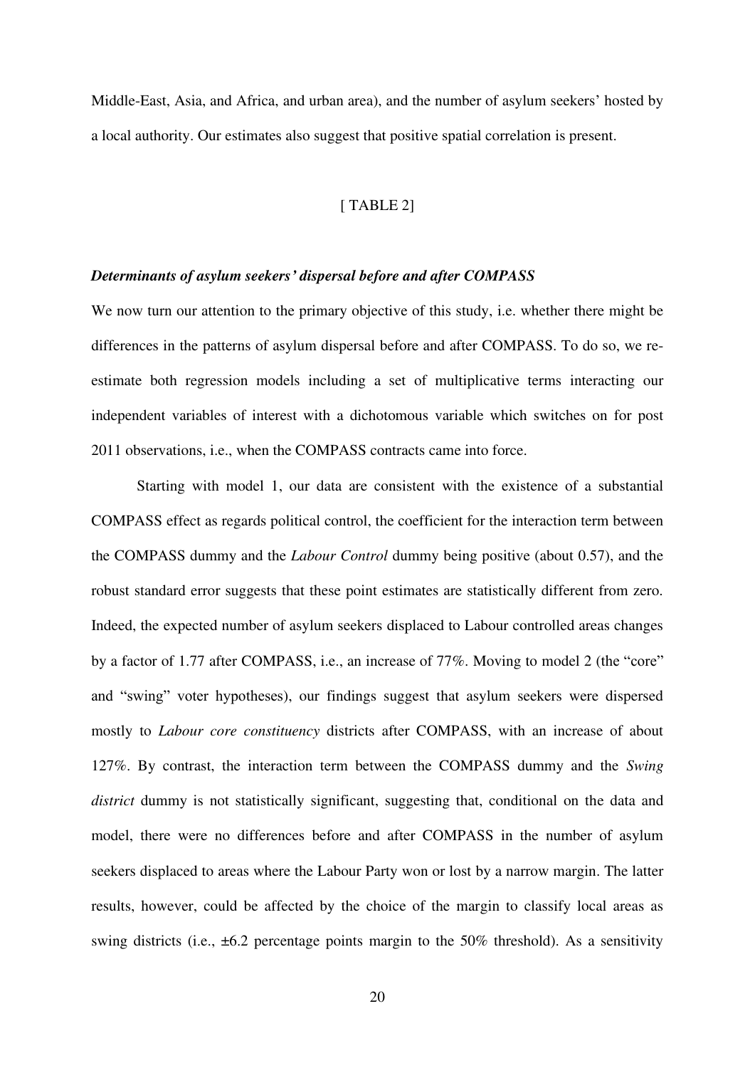Middle-East, Asia, and Africa, and urban area), and the number of asylum seekers' hosted by a local authority. Our estimates also suggest that positive spatial correlation is present.

[ TABLE 2]

### *Determinants of asylum seekers' dispersal before and after COMPASS*

We now turn our attention to the primary objective of this study, i.e. whether there might be differences in the patterns of asylum dispersal before and after COMPASS. To do so, we re-estimate both regression models including a set of multiplicative terms interacting our independent variables of interest with a dichotomous variable which switches on for post 2011 observations, i.e., when the COMPASS contracts came into force.

Starting with model 1, our data are consistent with the existence of a substantial COMPASS effect as regards political control, the coefficient for the interaction term between the COMPASS dummy and the *Labour Control* dummy being positive (about 0.57), and the robust standard error suggests that these point estimates are statistically different from zero. Indeed, the expected number of asylum seekers displaced to Labour controlled areas changes by a factor of 1.77 after COMPASS, i.e., an increase of 77%. Moving to model 2 (the "core" and "swing" voter hypotheses), our findings suggest that asylum seekers were dispersed mostly to *Labour core constituency* districts after COMPASS, with an increase of about 127%. By contrast, the interaction term between the COMPASS dummy and the *Swing district* dummy is not statistically significant, suggesting that, conditional on the data and model, there were no differences before and after COMPASS in the number of asylum seekers displaced to areas where the Labour Party won or lost by a narrow margin. The latter results, however, could be affected by the choice of the margin to classify local areas as swing districts (i.e., ±6.2 percentage points margin to the 50% threshold). As a sensitivity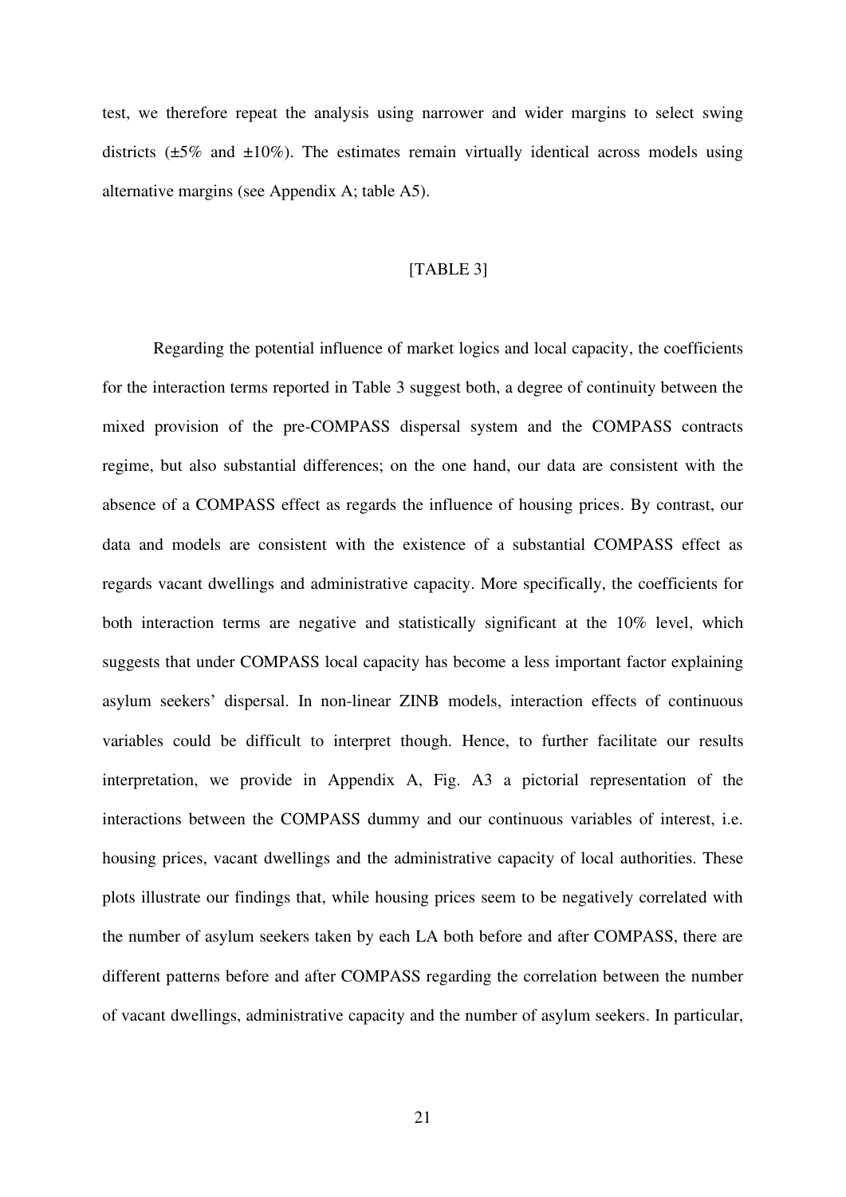test, we therefore repeat the analysis using narrower and wider margins to select swing districts (±5% and ±10%). The estimates remain virtually identical across models using alternative margins (see Appendix A; table A5).

[TABLE 3]

Regarding the potential influence of market logics and local capacity, the coefficients for the interaction terms reported in Table 3 suggest both, a degree of continuity between the mixed provision of the pre-COMPASS dispersal system and the COMPASS contracts regime, but also substantial differences; on the one hand, our data are consistent with the absence of a COMPASS effect as regards the influence of housing prices. By contrast, our data and models are consistent with the existence of a substantial COMPASS effect as regards vacant dwellings and administrative capacity. More specifically, the coefficients for both interaction terms are negative and statistically significant at the 10% level, which suggests that under COMPASS local capacity has become a less important factor explaining asylum seekers' dispersal. In non-linear ZINB models, interaction effects of continuous variables could be difficult to interpret though. Hence, to further facilitate our results interpretation, we provide in Appendix A, Fig. A3 a pictorial representation of the interactions between the COMPASS dummy and our continuous variables of interest, i.e. housing prices, vacant dwellings and the administrative capacity of local authorities. These plots illustrate our findings that, while housing prices seem to be negatively correlated with the number of asylum seekers taken by each LA both before and after COMPASS, there are different patterns before and after COMPASS regarding the correlation between the number of vacant dwellings, administrative capacity and the number of asylum seekers. In particular,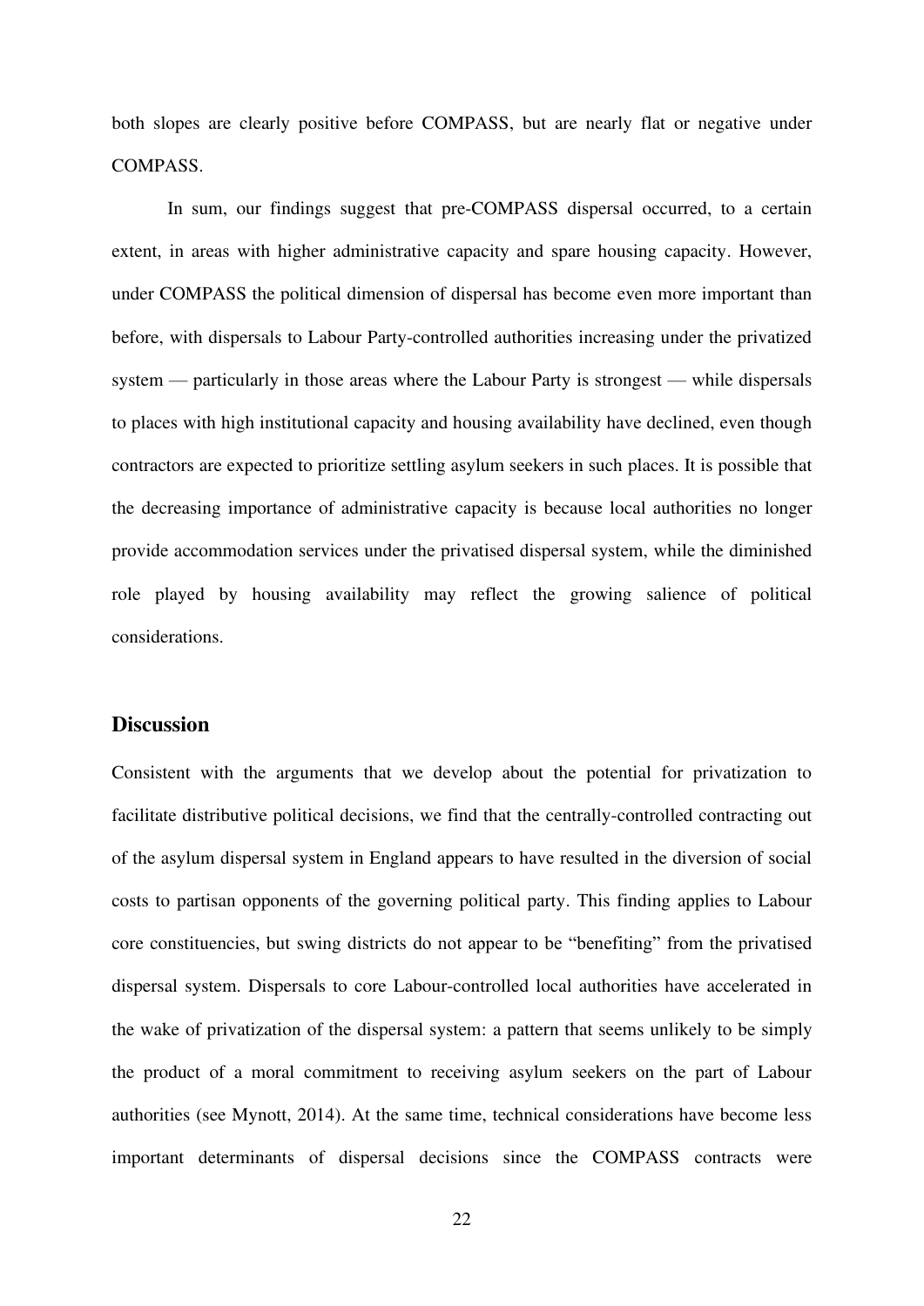both slopes are clearly positive before COMPASS, but are nearly flat or negative under COMPASS.

In sum, our findings suggest that pre-COMPASS dispersal occurred, to a certain extent, in areas with higher administrative capacity and spare housing capacity. However, under COMPASS the political dimension of dispersal has become even more important than before, with dispersals to Labour Party-controlled authorities increasing under the privatized system — particularly in those areas where the Labour Party is strongest — while dispersals to places with high institutional capacity and housing availability have declined, even though contractors are expected to prioritize settling asylum seekers in such places. It is possible that the decreasing importance of administrative capacity is because local authorities no longer provide accommodation services under the privatised dispersal system, while the diminished role played by housing availability may reflect the growing salience of political considerations.

## Discussion

Consistent with the arguments that we develop about the potential for privatization to facilitate distributive political decisions, we find that the centrally-controlled contracting out of the asylum dispersal system in England appears to have resulted in the diversion of social costs to partisan opponents of the governing political party. This finding applies to Labour core constituencies, but swing districts do not appear to be "benefiting" from the privatised dispersal system. Dispersals to core Labour-controlled local authorities have accelerated in the wake of privatization of the dispersal system: a pattern that seems unlikely to be simply the product of a moral commitment to receiving asylum seekers on the part of Labour authorities (see Mynott, 2014). At the same time, technical considerations have become less important determinants of dispersal decisions since the COMPASS contracts were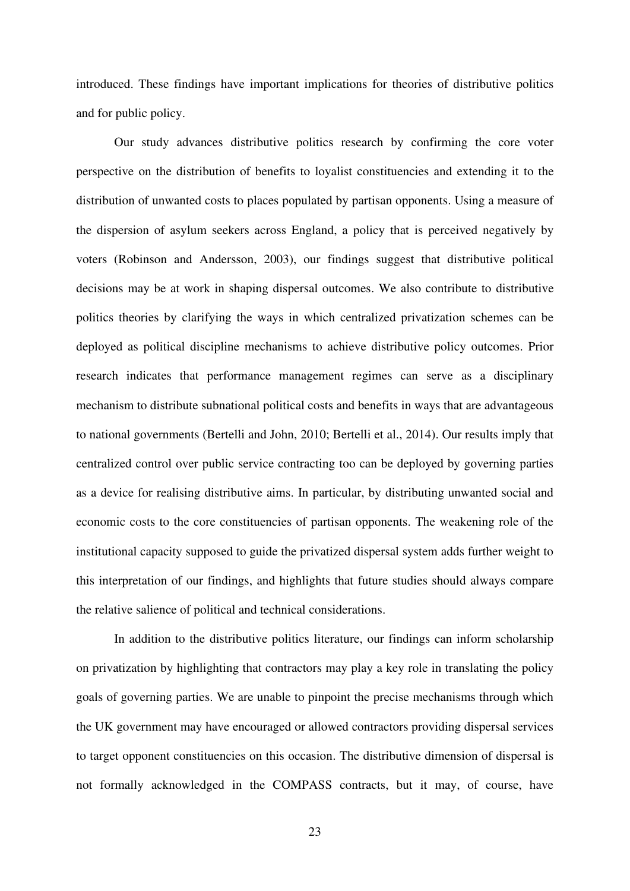introduced. These findings have important implications for theories of distributive politics and for public policy.

Our study advances distributive politics research by confirming the core voter perspective on the distribution of benefits to loyalist constituencies and extending it to the distribution of unwanted costs to places populated by partisan opponents. Using a measure of the dispersion of asylum seekers across England, a policy that is perceived negatively by voters (Robinson and Andersson, 2003), our findings suggest that distributive political decisions may be at work in shaping dispersal outcomes. We also contribute to distributive politics theories by clarifying the ways in which centralized privatization schemes can be deployed as political discipline mechanisms to achieve distributive policy outcomes. Prior research indicates that performance management regimes can serve as a disciplinary mechanism to distribute subnational political costs and benefits in ways that are advantageous to national governments (Bertelli and John, 2010; Bertelli et al., 2014). Our results imply that centralized control over public service contracting too can be deployed by governing parties as a device for realising distributive aims. In particular, by distributing unwanted social and economic costs to the core constituencies of partisan opponents. The weakening role of the institutional capacity supposed to guide the privatized dispersal system adds further weight to this interpretation of our findings, and highlights that future studies should always compare the relative salience of political and technical considerations.

In addition to the distributive politics literature, our findings can inform scholarship on privatization by highlighting that contractors may play a key role in translating the policy goals of governing parties. We are unable to pinpoint the precise mechanisms through which the UK government may have encouraged or allowed contractors providing dispersal services to target opponent constituencies on this occasion. The distributive dimension of dispersal is not formally acknowledged in the COMPASS contracts, but it may, of course, have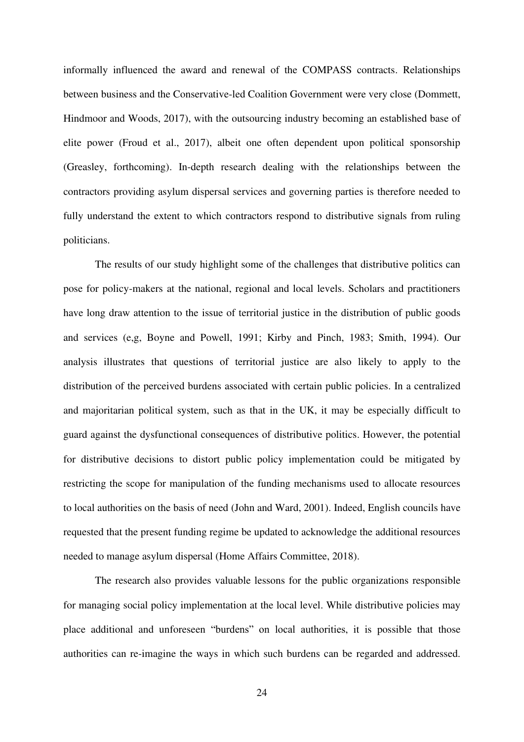informally influenced the award and renewal of the COMPASS contracts. Relationships between business and the Conservative-led Coalition Government were very close (Dommett, Hindmoor and Woods, 2017), with the outsourcing industry becoming an established base of elite power (Froud et al., 2017), albeit one often dependent upon political sponsorship (Greasley, forthcoming). In-depth research dealing with the relationships between the contractors providing asylum dispersal services and governing parties is therefore needed to fully understand the extent to which contractors respond to distributive signals from ruling politicians.

The results of our study highlight some of the challenges that distributive politics can pose for policy-makers at the national, regional and local levels. Scholars and practitioners have long draw attention to the issue of territorial justice in the distribution of public goods and services (e,g, Boyne and Powell, 1991; Kirby and Pinch, 1983; Smith, 1994). Our analysis illustrates that questions of territorial justice are also likely to apply to the distribution of the perceived burdens associated with certain public policies. In a centralized and majoritarian political system, such as that in the UK, it may be especially difficult to guard against the dysfunctional consequences of distributive politics. However, the potential for distributive decisions to distort public policy implementation could be mitigated by restricting the scope for manipulation of the funding mechanisms used to allocate resources to local authorities on the basis of need (John and Ward, 2001). Indeed, English councils have requested that the present funding regime be updated to acknowledge the additional resources needed to manage asylum dispersal (Home Affairs Committee, 2018).

The research also provides valuable lessons for the public organizations responsible for managing social policy implementation at the local level. While distributive policies may place additional and unforeseen "burdens" on local authorities, it is possible that those authorities can re-imagine the ways in which such burdens can be regarded and addressed.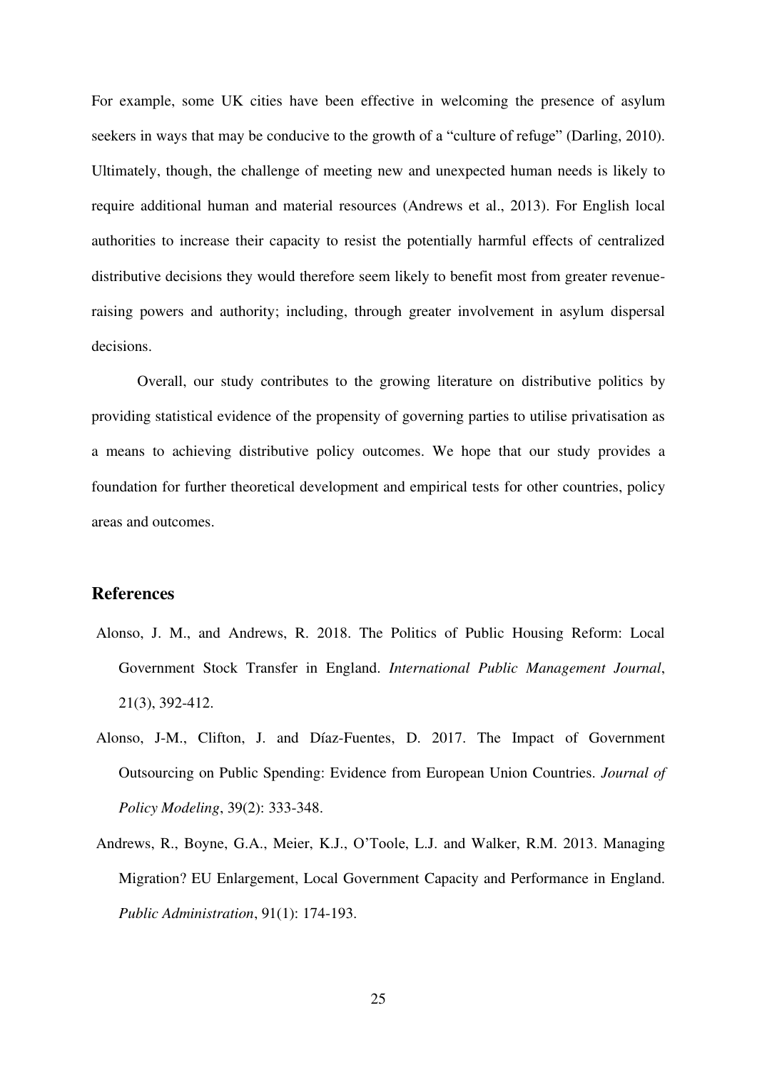For example, some UK cities have been effective in welcoming the presence of asylum seekers in ways that may be conducive to the growth of a "culture of refuge" (Darling, 2010). Ultimately, though, the challenge of meeting new and unexpected human needs is likely to require additional human and material resources (Andrews et al., 2013). For English local authorities to increase their capacity to resist the potentially harmful effects of centralized distributive decisions they would therefore seem likely to benefit most from greater revenue-raising powers and authority; including, through greater involvement in asylum dispersal decisions.

Overall, our study contributes to the growing literature on distributive politics by providing statistical evidence of the propensity of governing parties to utilise privatisation as a means to achieving distributive policy outcomes. We hope that our study provides a foundation for further theoretical development and empirical tests for other countries, policy areas and outcomes.

## References

Alonso, J. M., and Andrews, R. 2018. The Politics of Public Housing Reform: Local Government Stock Transfer in England. *International Public Management Journal*, 21(3), 392-412.

Alonso, J-M., Clifton, J. and Díaz-Fuentes, D. 2017. The Impact of Government Outsourcing on Public Spending: Evidence from European Union Countries. *Journal of Policy Modeling*, 39(2): 333-348.

Andrews, R., Boyne, G.A., Meier, K.J., O'Toole, L.J. and Walker, R.M. 2013. Managing Migration? EU Enlargement, Local Government Capacity and Performance in England. *Public Administration*, 91(1): 174-193.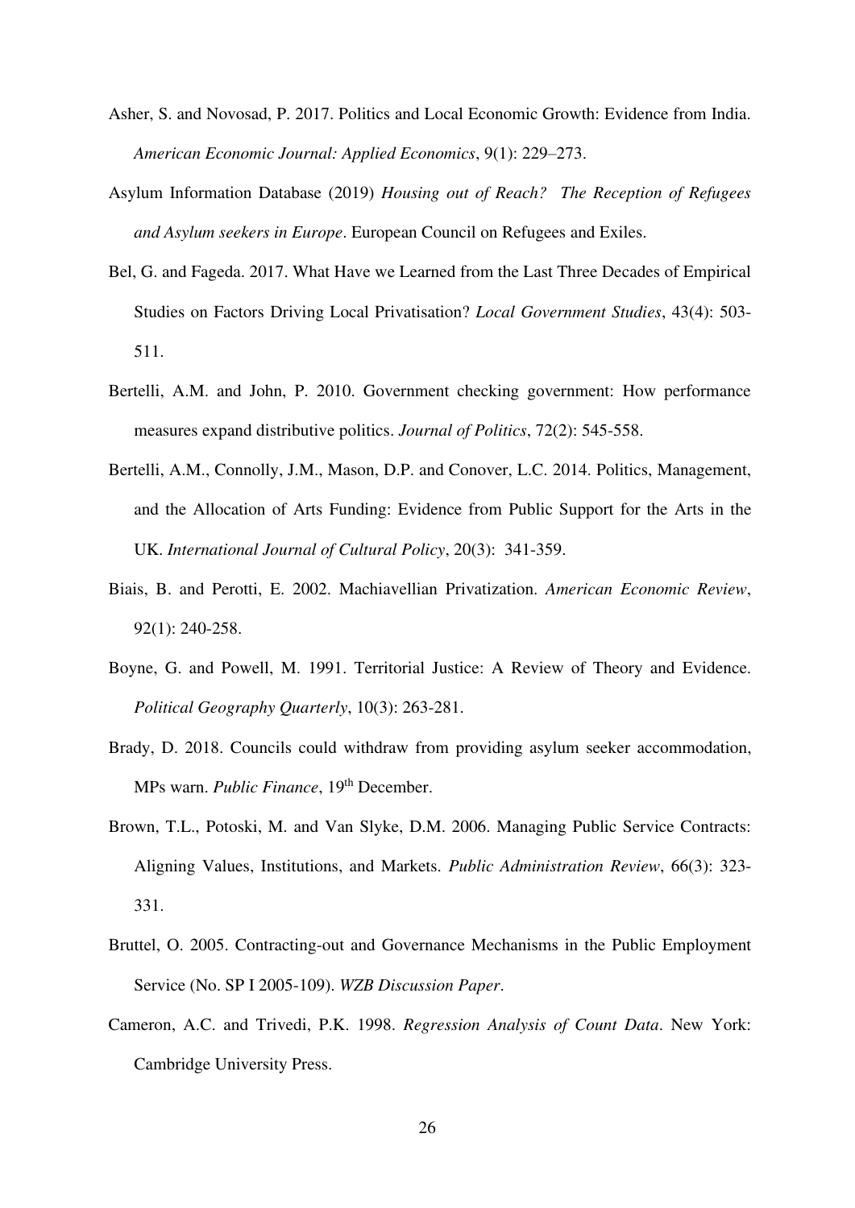Asher, S. and Novosad, P. 2017. Politics and Local Economic Growth: Evidence from India. *American Economic Journal: Applied Economics*, 9(1): 229–273.

Asylum Information Database (2019) *Housing out of Reach? The Reception of Refugees and Asylum seekers in Europe*. European Council on Refugees and Exiles.

Bel, G. and Fageda. 2017. What Have we Learned from the Last Three Decades of Empirical Studies on Factors Driving Local Privatisation? *Local Government Studies*, 43(4): 503-511.

Bertelli, A.M. and John, P. 2010. Government checking government: How performance measures expand distributive politics. *Journal of Politics*, 72(2): 545-558.

Bertelli, A.M., Connolly, J.M., Mason, D.P. and Conover, L.C. 2014. Politics, Management, and the Allocation of Arts Funding: Evidence from Public Support for the Arts in the UK. *International Journal of Cultural Policy*, 20(3): 341-359.

Biais, B. and Perotti, E. 2002. Machiavellian Privatization. *American Economic Review*, 92(1): 240-258.

Boyne, G. and Powell, M. 1991. Territorial Justice: A Review of Theory and Evidence. *Political Geography Quarterly*, 10(3): 263-281.

Brady, D. 2018. Councils could withdraw from providing asylum seeker accommodation, MPs warn. *Public Finance*, 19th December.

Brown, T.L., Potoski, M. and Van Slyke, D.M. 2006. Managing Public Service Contracts: Aligning Values, Institutions, and Markets. *Public Administration Review*, 66(3): 323-331.

Bruttel, O. 2005. Contracting-out and Governance Mechanisms in the Public Employment Service (No. SP I 2005-109). *WZB Discussion Paper*.

Cameron, A.C. and Trivedi, P.K. 1998. *Regression Analysis of Count Data*. New York: Cambridge University Press.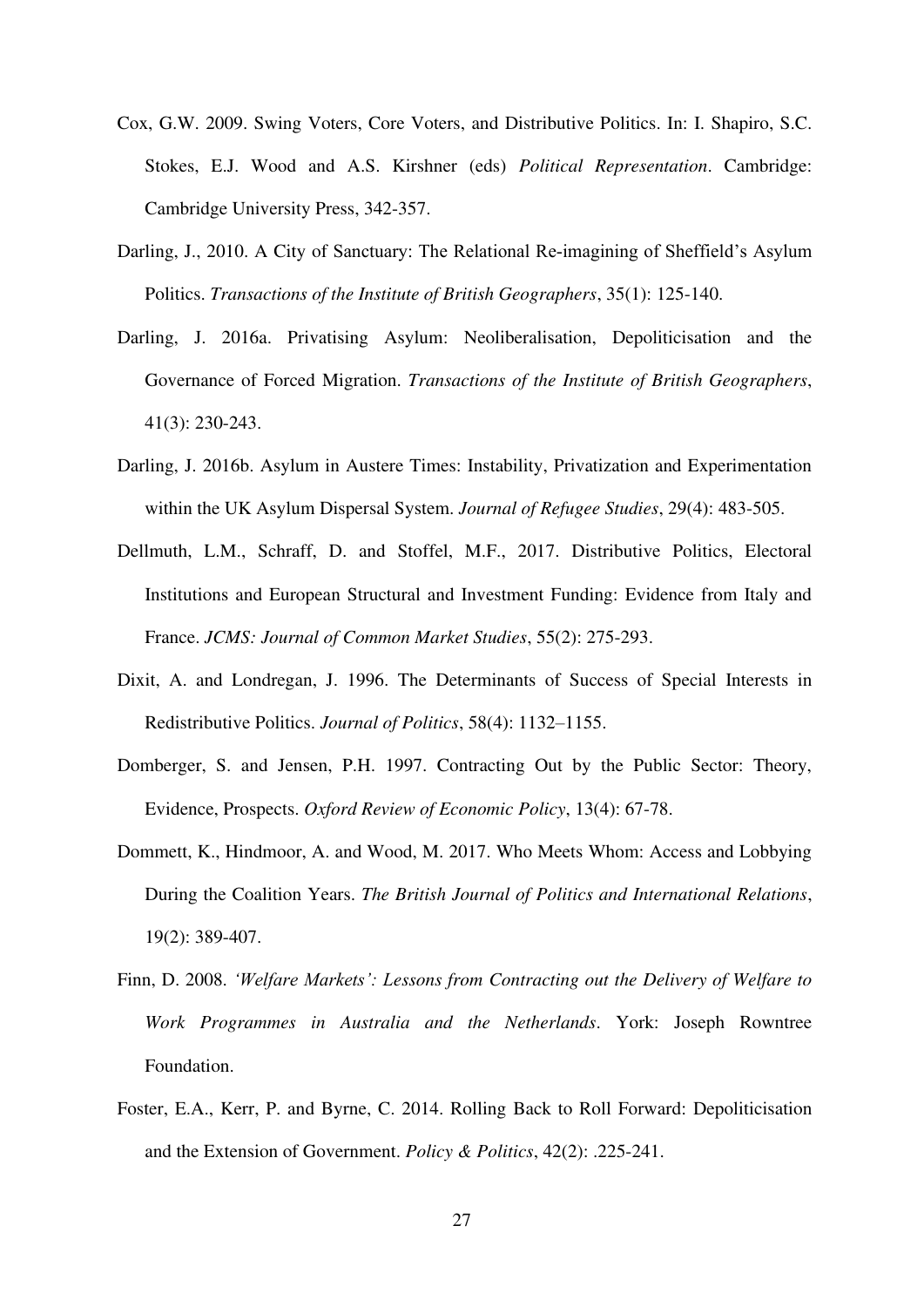Cox, G.W. 2009. Swing Voters, Core Voters, and Distributive Politics. In: I. Shapiro, S.C. Stokes, E.J. Wood and A.S. Kirshner (eds) *Political Representation*. Cambridge: Cambridge University Press, 342-357.

Darling, J., 2010. A City of Sanctuary: The Relational Re-imagining of Sheffield's Asylum Politics. *Transactions of the Institute of British Geographers*, 35(1): 125-140.

Darling, J. 2016a. Privatising Asylum: Neoliberalisation, Depoliticisation and the Governance of Forced Migration. *Transactions of the Institute of British Geographers*, 41(3): 230-243.

Darling, J. 2016b. Asylum in Austere Times: Instability, Privatization and Experimentation within the UK Asylum Dispersal System. *Journal of Refugee Studies*, 29(4): 483-505.

Dellmuth, L.M., Schraff, D. and Stoffel, M.F., 2017. Distributive Politics, Electoral Institutions and European Structural and Investment Funding: Evidence from Italy and France. *JCMS: Journal of Common Market Studies*, 55(2): 275-293.

Dixit, A. and Londregan, J. 1996. The Determinants of Success of Special Interests in Redistributive Politics. *Journal of Politics*, 58(4): 1132–1155.

Domberger, S. and Jensen, P.H. 1997. Contracting Out by the Public Sector: Theory, Evidence, Prospects. *Oxford Review of Economic Policy*, 13(4): 67-78.

Dommett, K., Hindmoor, A. and Wood, M. 2017. Who Meets Whom: Access and Lobbying During the Coalition Years. *The British Journal of Politics and International Relations*, 19(2): 389-407.

Finn, D. 2008. *'Welfare Markets': Lessons from Contracting out the Delivery of Welfare to Work Programmes in Australia and the Netherlands*. York: Joseph Rowntree Foundation.

Foster, E.A., Kerr, P. and Byrne, C. 2014. Rolling Back to Roll Forward: Depoliticisation and the Extension of Government. *Policy & Politics*, 42(2): .225-241.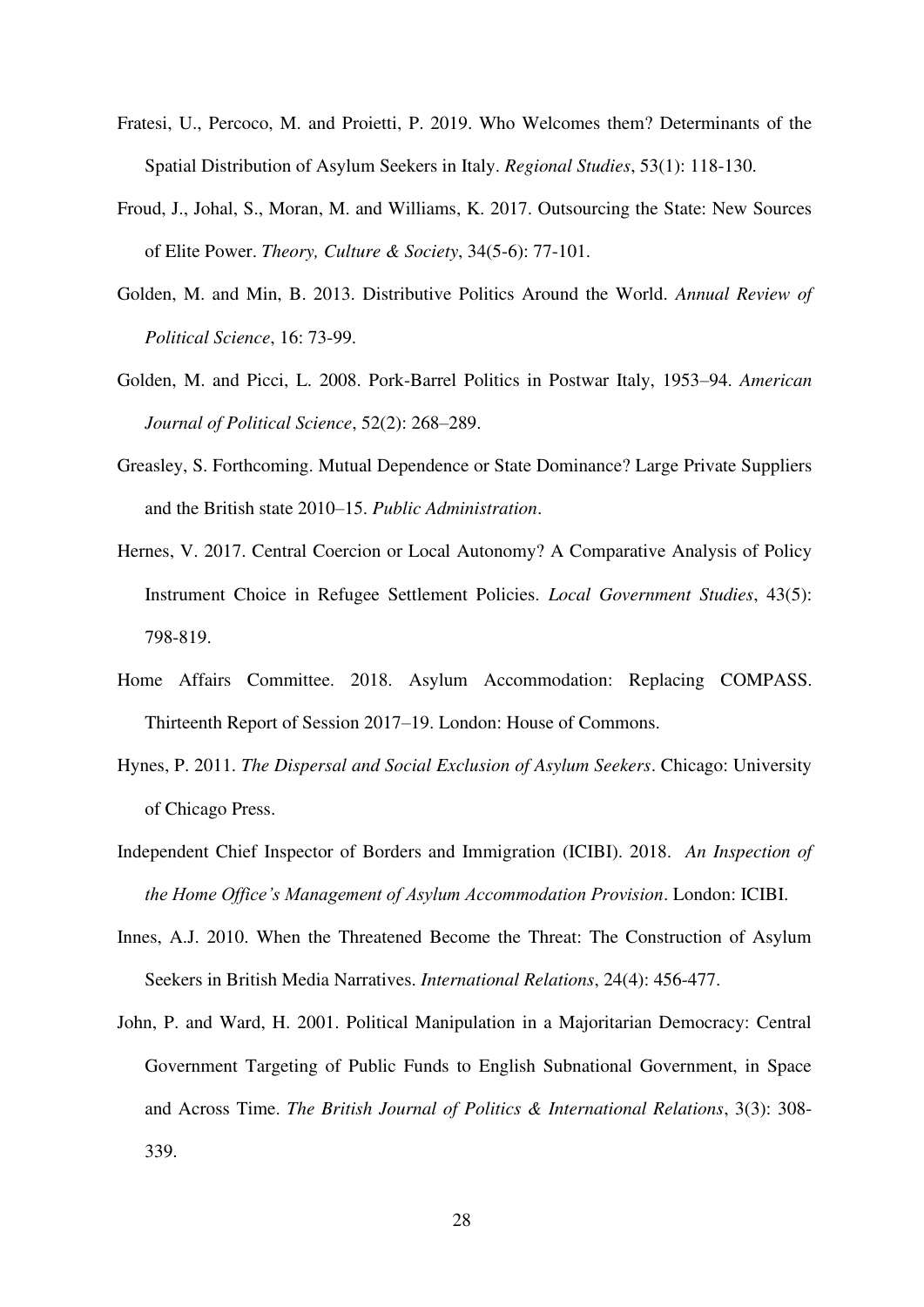Fratesi, U., Percoco, M. and Proietti, P. 2019. Who Welcomes them? Determinants of the Spatial Distribution of Asylum Seekers in Italy. *Regional Studies*, 53(1): 118-130.

Froud, J., Johal, S., Moran, M. and Williams, K. 2017. Outsourcing the State: New Sources of Elite Power. *Theory, Culture & Society*, 34(5-6): 77-101.

Golden, M. and Min, B. 2013. Distributive Politics Around the World. *Annual Review of Political Science*, 16: 73-99.

Golden, M. and Picci, L. 2008. Pork-Barrel Politics in Postwar Italy, 1953–94. *American Journal of Political Science*, 52(2): 268–289.

Greasley, S. Forthcoming. Mutual Dependence or State Dominance? Large Private Suppliers and the British state 2010–15. *Public Administration*.

Hernes, V. 2017. Central Coercion or Local Autonomy? A Comparative Analysis of Policy Instrument Choice in Refugee Settlement Policies. *Local Government Studies*, 43(5): 798-819.

Home Affairs Committee. 2018. Asylum Accommodation: Replacing COMPASS. Thirteenth Report of Session 2017–19. London: House of Commons.

Hynes, P. 2011. *The Dispersal and Social Exclusion of Asylum Seekers*. Chicago: University of Chicago Press.

Independent Chief Inspector of Borders and Immigration (ICIBI). 2018. *An Inspection of the Home Office's Management of Asylum Accommodation Provision*. London: ICIBI.

Innes, A.J. 2010. When the Threatened Become the Threat: The Construction of Asylum Seekers in British Media Narratives. *International Relations*, 24(4): 456-477.

John, P. and Ward, H. 2001. Political Manipulation in a Majoritarian Democracy: Central Government Targeting of Public Funds to English Subnational Government, in Space and Across Time. *The British Journal of Politics & International Relations*, 3(3): 308-339.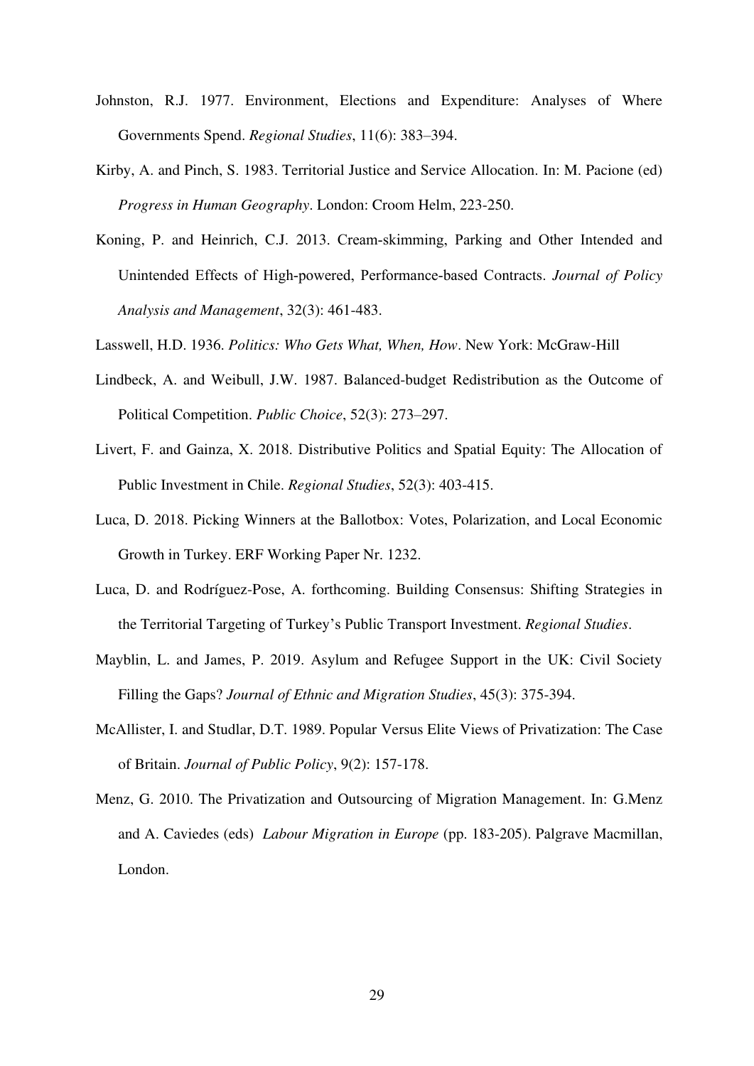Johnston, R.J. 1977. Environment, Elections and Expenditure: Analyses of Where Governments Spend. *Regional Studies*, 11(6): 383–394.

Kirby, A. and Pinch, S. 1983. Territorial Justice and Service Allocation. In: M. Pacione (ed) *Progress in Human Geography*. London: Croom Helm, 223-250.

Koning, P. and Heinrich, C.J. 2013. Cream-skimming, Parking and Other Intended and Unintended Effects of High-powered, Performance-based Contracts. *Journal of Policy Analysis and Management*, 32(3): 461-483.

Lasswell, H.D. 1936. *Politics: Who Gets What, When, How*. New York: McGraw-Hill

Lindbeck, A. and Weibull, J.W. 1987. Balanced-budget Redistribution as the Outcome of Political Competition. *Public Choice*, 52(3): 273–297.

Livert, F. and Gainza, X. 2018. Distributive Politics and Spatial Equity: The Allocation of Public Investment in Chile. *Regional Studies*, 52(3): 403-415.

Luca, D. 2018. Picking Winners at the Ballotbox: Votes, Polarization, and Local Economic Growth in Turkey. ERF Working Paper Nr. 1232.

Luca, D. and Rodríguez-Pose, A. forthcoming. Building Consensus: Shifting Strategies in the Territorial Targeting of Turkey's Public Transport Investment. *Regional Studies*.

Mayblin, L. and James, P. 2019. Asylum and Refugee Support in the UK: Civil Society Filling the Gaps? *Journal of Ethnic and Migration Studies*, 45(3): 375-394.

McAllister, I. and Studlar, D.T. 1989. Popular Versus Elite Views of Privatization: The Case of Britain. *Journal of Public Policy*, 9(2): 157-178.

Menz, G. 2010. The Privatization and Outsourcing of Migration Management. In: G.Menz and A. Caviedes (eds) *Labour Migration in Europe* (pp. 183-205). Palgrave Macmillan, London.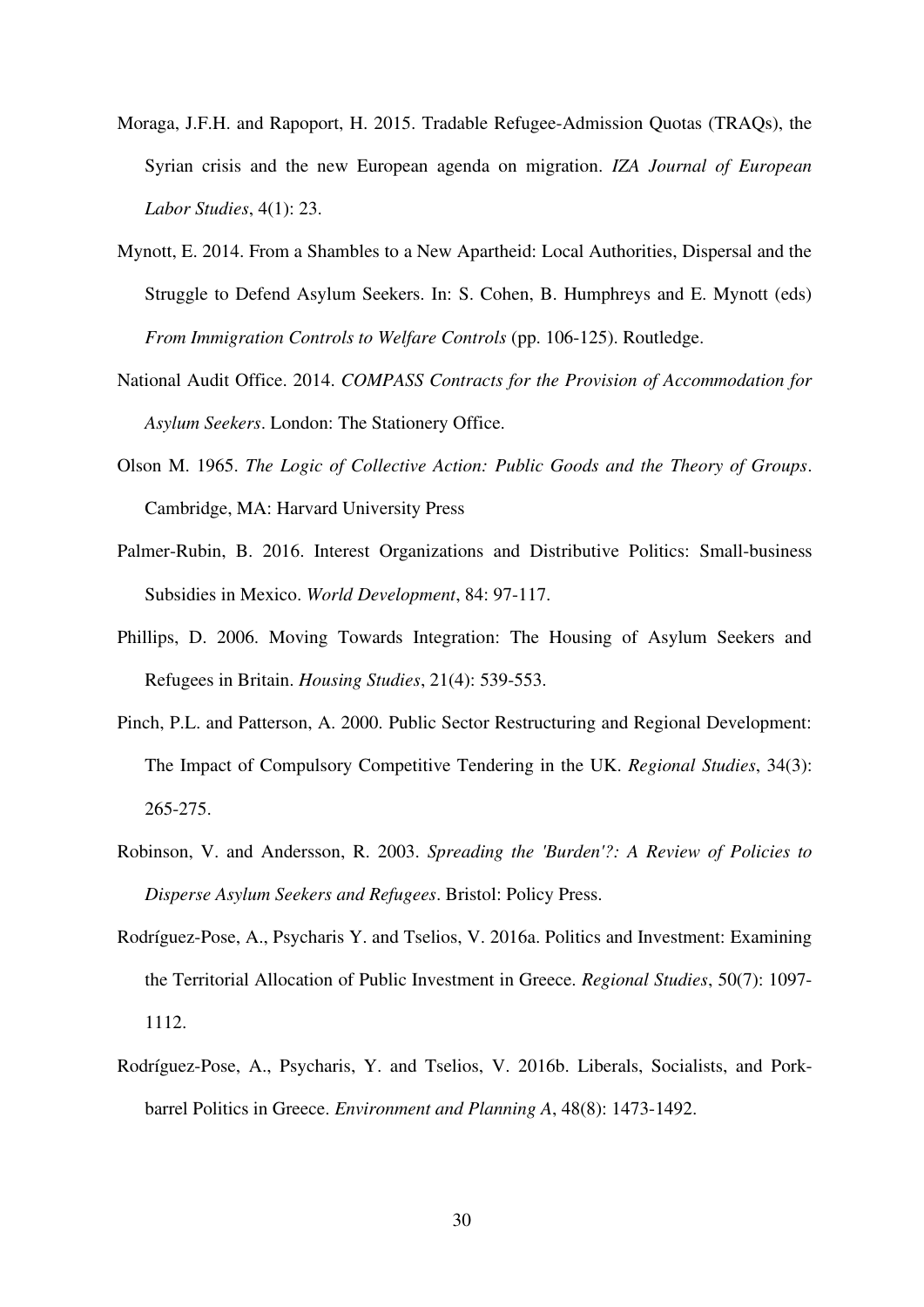Moraga, J.F.H. and Rapoport, H. 2015. Tradable Refugee-Admission Quotas (TRAQs), the Syrian crisis and the new European agenda on migration. *IZA Journal of European Labor Studies*, 4(1): 23.

Mynott, E. 2014. From a Shambles to a New Apartheid: Local Authorities, Dispersal and the Struggle to Defend Asylum Seekers. In: S. Cohen, B. Humphreys and E. Mynott (eds) *From Immigration Controls to Welfare Controls* (pp. 106-125). Routledge.

National Audit Office. 2014. *COMPASS Contracts for the Provision of Accommodation for Asylum Seekers*. London: The Stationery Office.

Olson M. 1965. *The Logic of Collective Action: Public Goods and the Theory of Groups*. Cambridge, MA: Harvard University Press

Palmer-Rubin, B. 2016. Interest Organizations and Distributive Politics: Small-business Subsidies in Mexico. *World Development*, 84: 97-117.

Phillips, D. 2006. Moving Towards Integration: The Housing of Asylum Seekers and Refugees in Britain. *Housing Studies*, 21(4): 539-553.

Pinch, P.L. and Patterson, A. 2000. Public Sector Restructuring and Regional Development: The Impact of Compulsory Competitive Tendering in the UK. *Regional Studies*, 34(3): 265-275.

Robinson, V. and Andersson, R. 2003. *Spreading the 'Burden'?: A Review of Policies to Disperse Asylum Seekers and Refugees*. Bristol: Policy Press.

Rodríguez-Pose, A., Psycharis Y. and Tselios, V. 2016a. Politics and Investment: Examining the Territorial Allocation of Public Investment in Greece. *Regional Studies*, 50(7): 1097-1112.

Rodríguez-Pose, A., Psycharis, Y. and Tselios, V. 2016b. Liberals, Socialists, and Pork-barrel Politics in Greece. *Environment and Planning A*, 48(8): 1473-1492.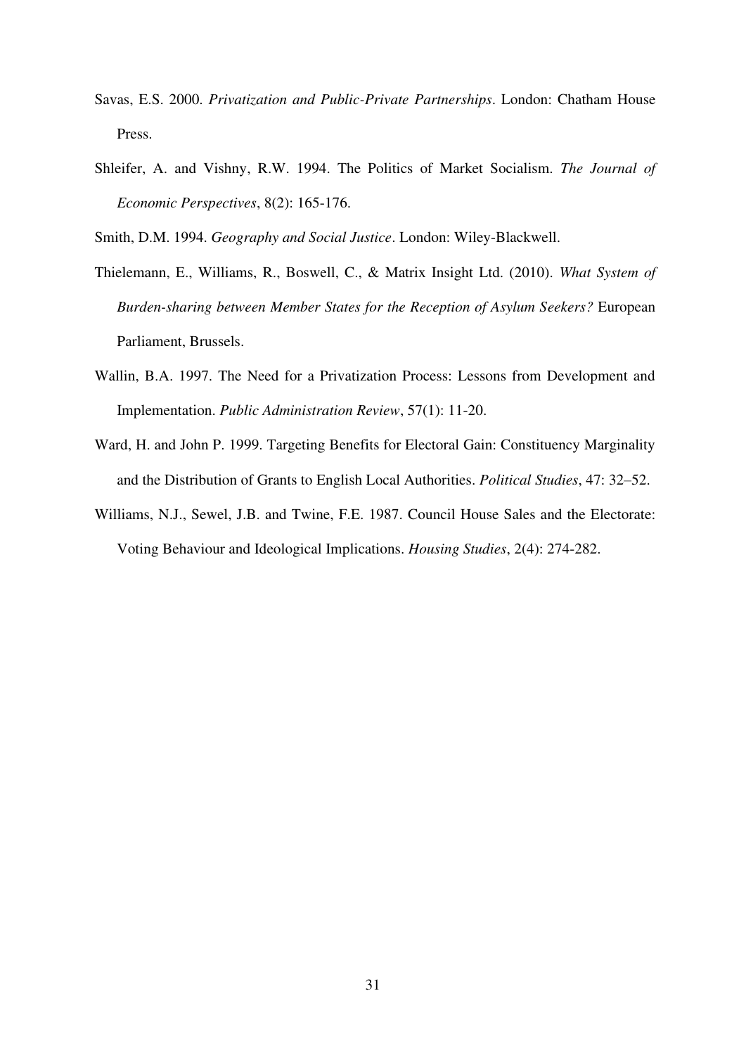Savas, E.S. 2000. *Privatization and Public-Private Partnerships*. London: Chatham House Press.

Shleifer, A. and Vishny, R.W. 1994. The Politics of Market Socialism. *The Journal of Economic Perspectives*, 8(2): 165-176.

Smith, D.M. 1994. *Geography and Social Justice*. London: Wiley-Blackwell.

Thielemann, E., Williams, R., Boswell, C., & Matrix Insight Ltd. (2010). *What System of Burden-sharing between Member States for the Reception of Asylum Seekers?* European Parliament, Brussels.

Wallin, B.A. 1997. The Need for a Privatization Process: Lessons from Development and Implementation. *Public Administration Review*, 57(1): 11-20.

Ward, H. and John P. 1999. Targeting Benefits for Electoral Gain: Constituency Marginality and the Distribution of Grants to English Local Authorities. *Political Studies*, 47: 32–52.

Williams, N.J., Sewel, J.B. and Twine, F.E. 1987. Council House Sales and the Electorate: Voting Behaviour and Ideological Implications. *Housing Studies*, 2(4): 274-282.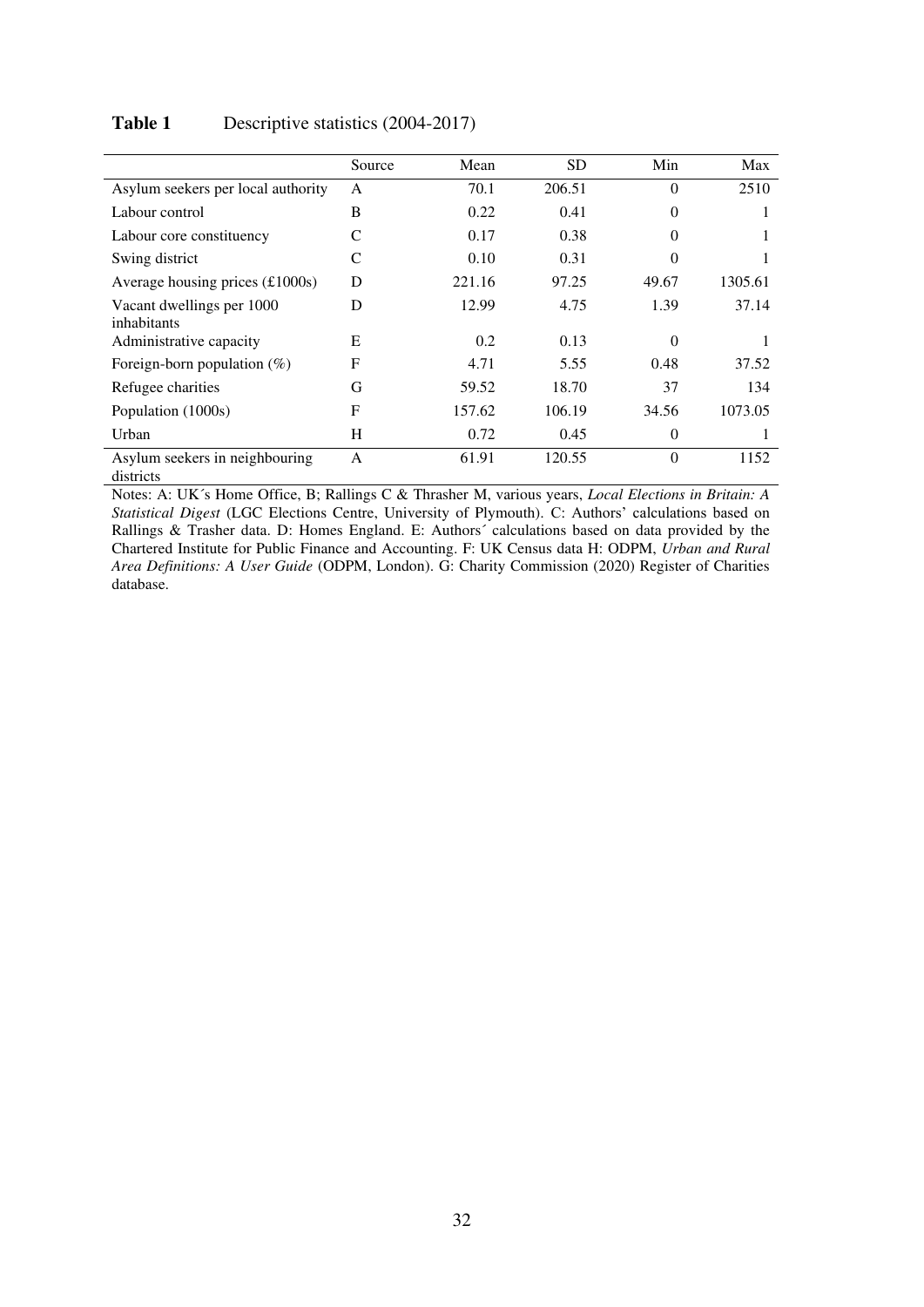**Table 1** Descriptive statistics (2004-2017)

| | Source | Mean | SD | Min | Max |
|---|---|---|---|---|---|
| Asylum seekers per local authority | A | 70.1 | 206.51 | 0 | 2510 |
| Labour control | B | 0.22 | 0.41 | 0 | 1 |
| Labour core constituency | C | 0.17 | 0.38 | 0 | 1 |
| Swing district | C | 0.10 | 0.31 | 0 | 1 |
| Average housing prices (£1000s) | D | 221.16 | 97.25 | 49.67 | 1305.61 |
| Vacant dwellings per 1000 inhabitants | D | 12.99 | 4.75 | 1.39 | 37.14 |
| Administrative capacity | E | 0.2 | 0.13 | 0 | 1 |
| Foreign-born population (%) | F | 4.71 | 5.55 | 0.48 | 37.52 |
| Refugee charities | G | 59.52 | 18.70 | 37 | 134 |
| Population (1000s) | F | 157.62 | 106.19 | 34.56 | 1073.05 |
| Urban | H | 0.72 | 0.45 | 0 | 1 |
| Asylum seekers in neighbouring districts | A | 61.91 | 120.55 | 0 | 1152 |

Notes: A: UK´s Home Office, B; Rallings C & Thrasher M, various years, *Local Elections in Britain: A Statistical Digest* (LGC Elections Centre, University of Plymouth). C: Authors' calculations based on Rallings & Trasher data. D: Homes England. E: Authors´ calculations based on data provided by the Chartered Institute for Public Finance and Accounting. F: UK Census data H: ODPM, *Urban and Rural Area Definitions: A User Guide* (ODPM, London). G: Charity Commission (2020) Register of Charities database.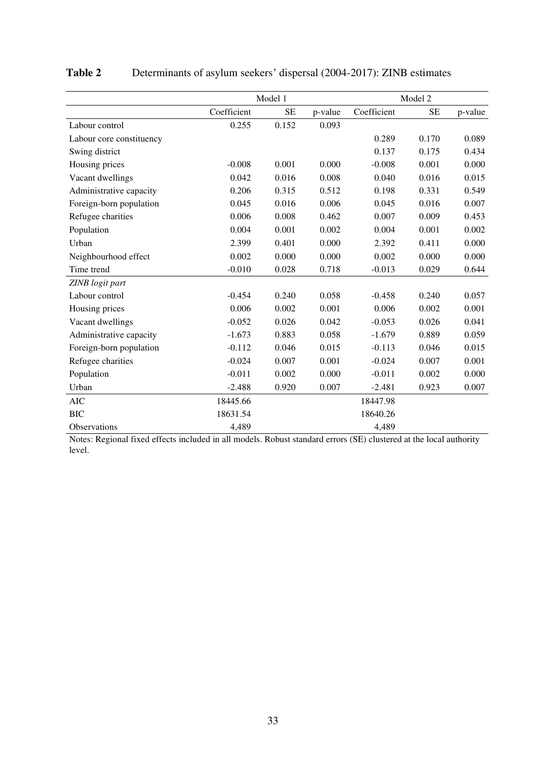**Table 2** Determinants of asylum seekers' dispersal (2004-2017): ZINB estimates

| | Model 1 | | | Model 2 | | |
|---|---|---|---|---|---|---|
| | Coefficient | SE | p-value | Coefficient | SE | p-value |
| Labour control | 0.255 | 0.152 | 0.093 | | | |
| Labour core constituency | | | | 0.289 | 0.170 | 0.089 |
| Swing district | | | | 0.137 | 0.175 | 0.434 |
| Housing prices | -0.008 | 0.001 | 0.000 | -0.008 | 0.001 | 0.000 |
| Vacant dwellings | 0.042 | 0.016 | 0.008 | 0.040 | 0.016 | 0.015 |
| Administrative capacity | 0.206 | 0.315 | 0.512 | 0.198 | 0.331 | 0.549 |
| Foreign-born population | 0.045 | 0.016 | 0.006 | 0.045 | 0.016 | 0.007 |
| Refugee charities | 0.006 | 0.008 | 0.462 | 0.007 | 0.009 | 0.453 |
| Population | 0.004 | 0.001 | 0.002 | 0.004 | 0.001 | 0.002 |
| Urban | 2.399 | 0.401 | 0.000 | 2.392 | 0.411 | 0.000 |
| Neighbourhood effect | 0.002 | 0.000 | 0.000 | 0.002 | 0.000 | 0.000 |
| Time trend | -0.010 | 0.028 | 0.718 | -0.013 | 0.029 | 0.644 |
| *ZINB logit part* | | | | | | |
| Labour control | -0.454 | 0.240 | 0.058 | -0.458 | 0.240 | 0.057 |
| Housing prices | 0.006 | 0.002 | 0.001 | 0.006 | 0.002 | 0.001 |
| Vacant dwellings | -0.052 | 0.026 | 0.042 | -0.053 | 0.026 | 0.041 |
| Administrative capacity | -1.673 | 0.883 | 0.058 | -1.679 | 0.889 | 0.059 |
| Foreign-born population | -0.112 | 0.046 | 0.015 | -0.113 | 0.046 | 0.015 |
| Refugee charities | -0.024 | 0.007 | 0.001 | -0.024 | 0.007 | 0.001 |
| Population | -0.011 | 0.002 | 0.000 | -0.011 | 0.002 | 0.000 |
| Urban | -2.488 | 0.920 | 0.007 | -2.481 | 0.923 | 0.007 |
| AIC | 18445.66 | | | 18447.98 | | |
| BIC | 18631.54 | | | 18640.26 | | |
| Observations | 4,489 | | | 4,489 | | |

Notes: Regional fixed effects included in all models. Robust standard errors (SE) clustered at the local authority level.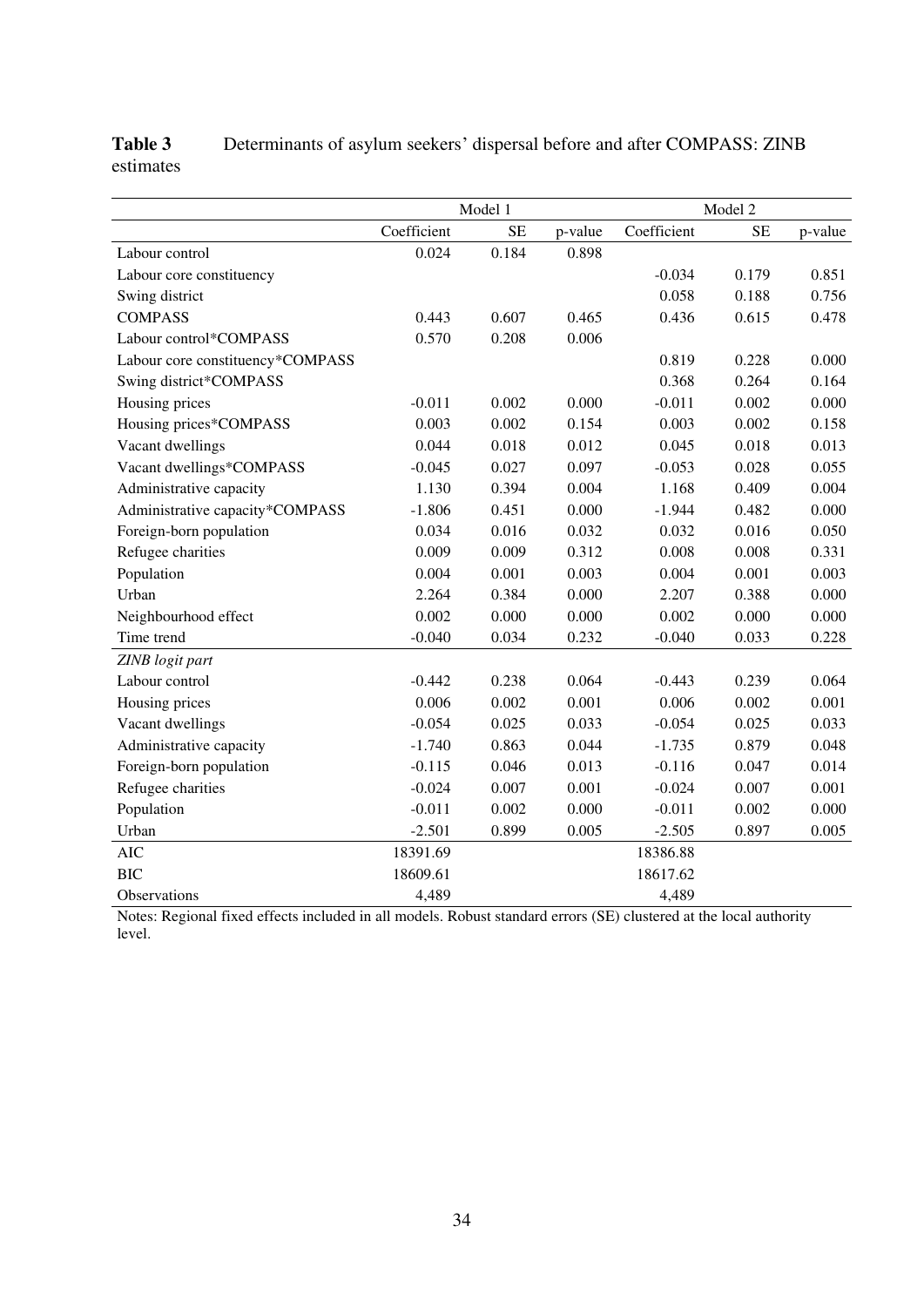**Table 3** Determinants of asylum seekers' dispersal before and after COMPASS: ZINB estimates

| | Model 1 | | | Model 2 | | |
|---|---|---|---|---|---|---|
| | Coefficient | SE | p-value | Coefficient | SE | p-value |
| Labour control | 0.024 | 0.184 | 0.898 | | | |
| Labour core constituency | | | | -0.034 | 0.179 | 0.851 |
| Swing district | | | | 0.058 | 0.188 | 0.756 |
| COMPASS | 0.443 | 0.607 | 0.465 | 0.436 | 0.615 | 0.478 |
| Labour control*COMPASS | 0.570 | 0.208 | 0.006 | | | |
| Labour core constituency*COMPASS | | | | 0.819 | 0.228 | 0.000 |
| Swing district*COMPASS | | | | 0.368 | 0.264 | 0.164 |
| Housing prices | -0.011 | 0.002 | 0.000 | -0.011 | 0.002 | 0.000 |
| Housing prices*COMPASS | 0.003 | 0.002 | 0.154 | 0.003 | 0.002 | 0.158 |
| Vacant dwellings | 0.044 | 0.018 | 0.012 | 0.045 | 0.018 | 0.013 |
| Vacant dwellings*COMPASS | -0.045 | 0.027 | 0.097 | -0.053 | 0.028 | 0.055 |
| Administrative capacity | 1.130 | 0.394 | 0.004 | 1.168 | 0.409 | 0.004 |
| Administrative capacity*COMPASS | -1.806 | 0.451 | 0.000 | -1.944 | 0.482 | 0.000 |
| Foreign-born population | 0.034 | 0.016 | 0.032 | 0.032 | 0.016 | 0.050 |
| Refugee charities | 0.009 | 0.009 | 0.312 | 0.008 | 0.008 | 0.331 |
| Population | 0.004 | 0.001 | 0.003 | 0.004 | 0.001 | 0.003 |
| Urban | 2.264 | 0.384 | 0.000 | 2.207 | 0.388 | 0.000 |
| Neighbourhood effect | 0.002 | 0.000 | 0.000 | 0.002 | 0.000 | 0.000 |
| Time trend | -0.040 | 0.034 | 0.232 | -0.040 | 0.033 | 0.228 |
| *ZINB logit part* | | | | | | |
| Labour control | -0.442 | 0.238 | 0.064 | -0.443 | 0.239 | 0.064 |
| Housing prices | 0.006 | 0.002 | 0.001 | 0.006 | 0.002 | 0.001 |
| Vacant dwellings | -0.054 | 0.025 | 0.033 | -0.054 | 0.025 | 0.033 |
| Administrative capacity | -1.740 | 0.863 | 0.044 | -1.735 | 0.879 | 0.048 |
| Foreign-born population | -0.115 | 0.046 | 0.013 | -0.116 | 0.047 | 0.014 |
| Refugee charities | -0.024 | 0.007 | 0.001 | -0.024 | 0.007 | 0.001 |
| Population | -0.011 | 0.002 | 0.000 | -0.011 | 0.002 | 0.000 |
| Urban | -2.501 | 0.899 | 0.005 | -2.505 | 0.897 | 0.005 |
| AIC | 18391.69 | | | 18386.88 | | |
| BIC | 18609.61 | | | 18617.62 | | |
| Observations | 4,489 | | | 4,489 | | |

Notes: Regional fixed effects included in all models. Robust standard errors (SE) clustered at the local authority level.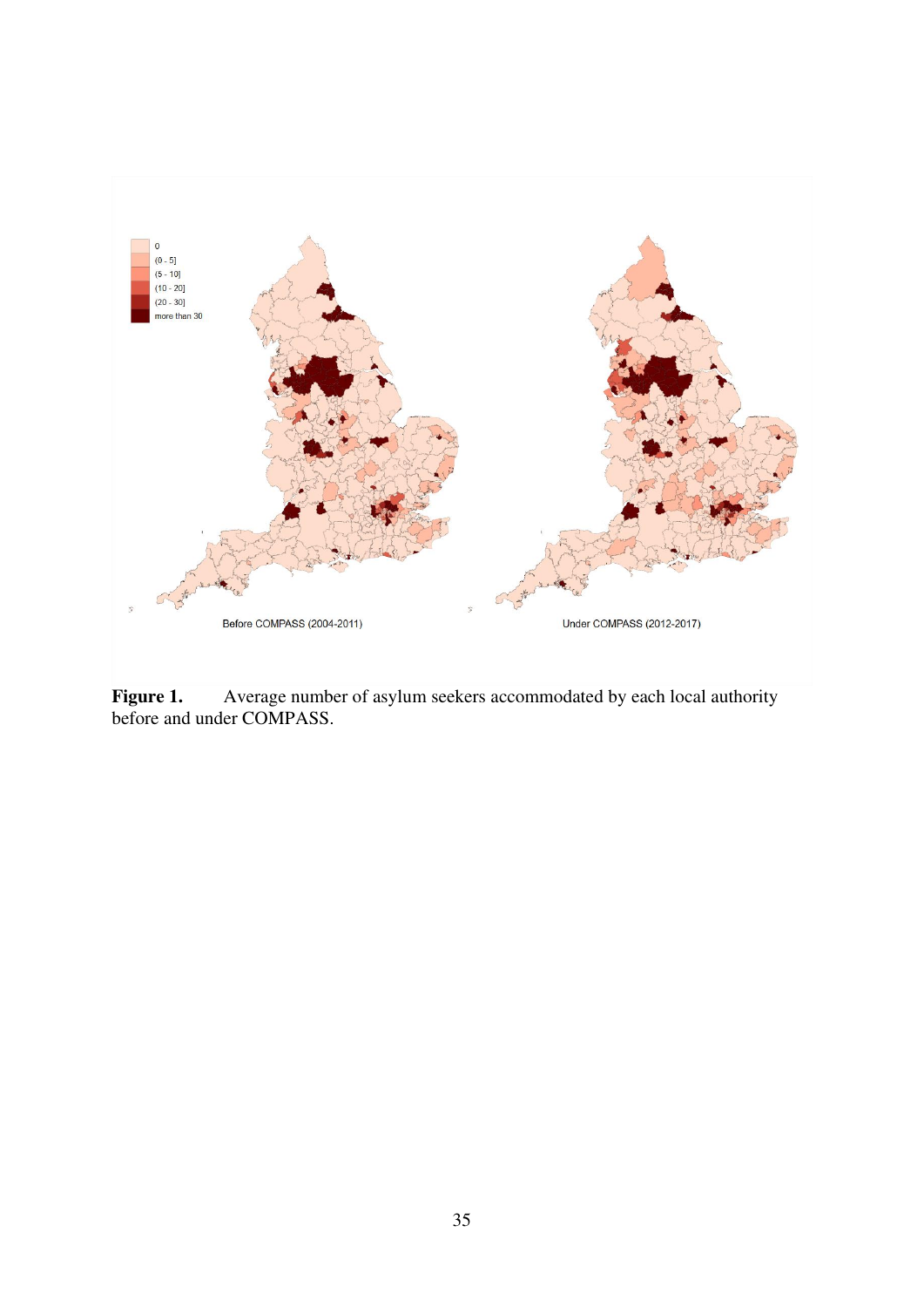**Figure 1.** Average number of asylum seekers accommodated by each local authority before and under COMPASS.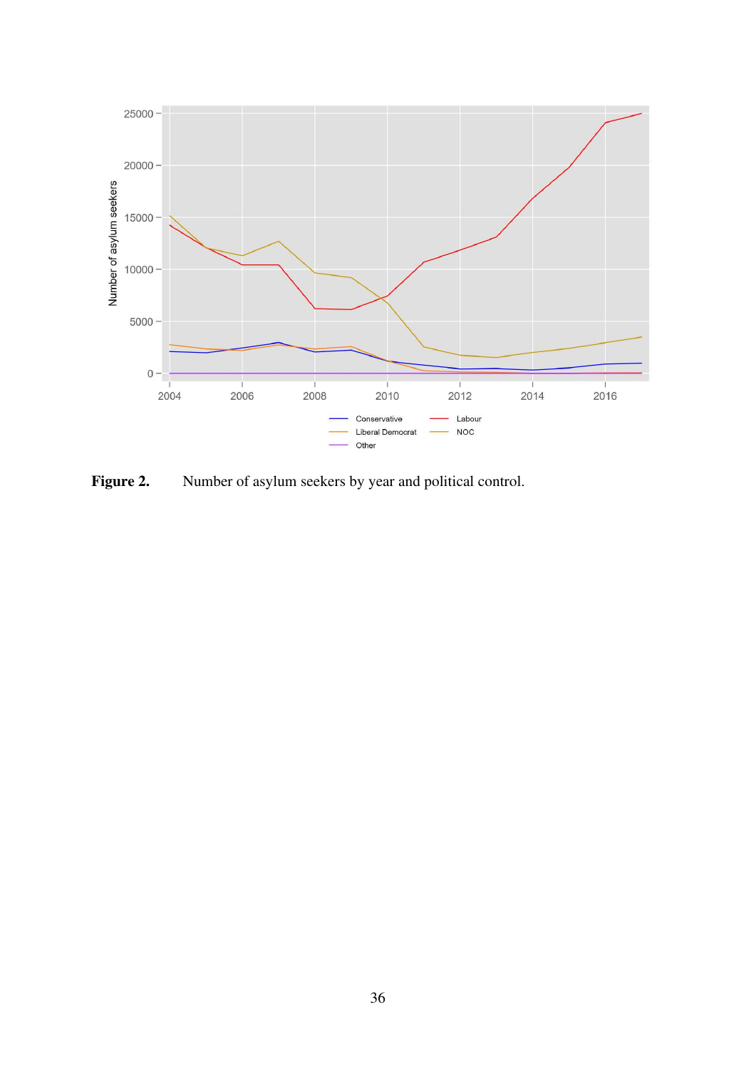**Figure 2.** Number of asylum seekers by year and political control.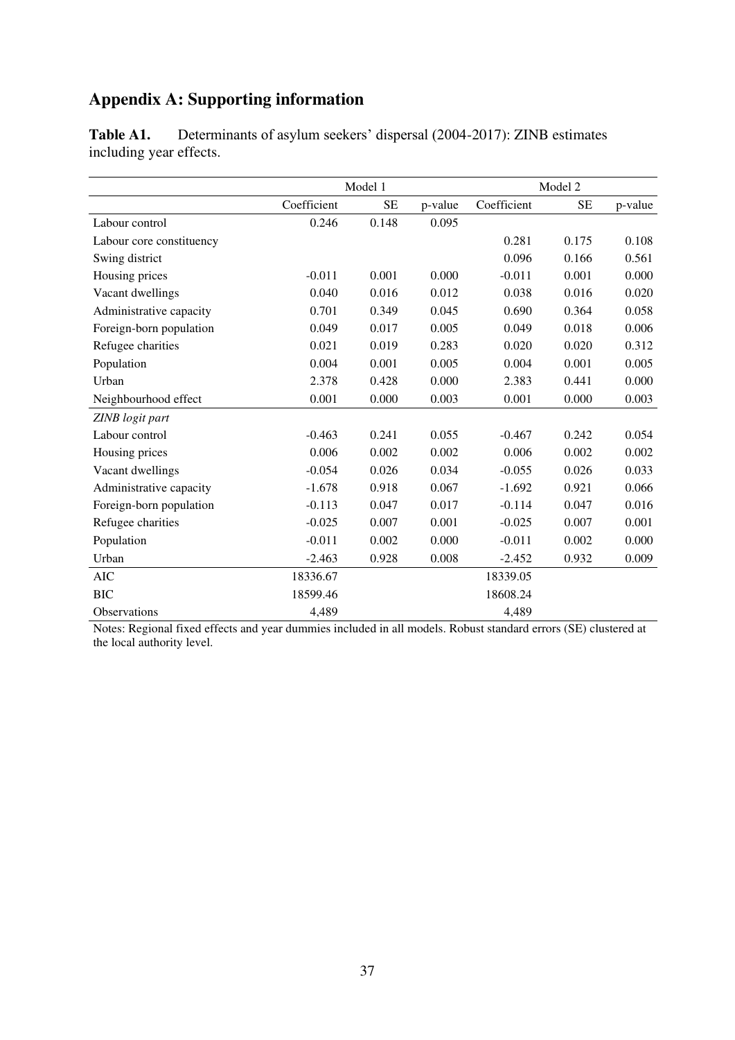## Appendix A: Supporting information

**Table A1.** Determinants of asylum seekers' dispersal (2004-2017): ZINB estimates including year effects.

| | Model 1 | | | Model 2 | | |
|---|---|---|---|---|---|---|
| | Coefficient | SE | p-value | Coefficient | SE | p-value |
| Labour control | 0.246 | 0.148 | 0.095 | | | |
| Labour core constituency | | | | 0.281 | 0.175 | 0.108 |
| Swing district | | | | 0.096 | 0.166 | 0.561 |
| Housing prices | -0.011 | 0.001 | 0.000 | -0.011 | 0.001 | 0.000 |
| Vacant dwellings | 0.040 | 0.016 | 0.012 | 0.038 | 0.016 | 0.020 |
| Administrative capacity | 0.701 | 0.349 | 0.045 | 0.690 | 0.364 | 0.058 |
| Foreign-born population | 0.049 | 0.017 | 0.005 | 0.049 | 0.018 | 0.006 |
| Refugee charities | 0.021 | 0.019 | 0.283 | 0.020 | 0.020 | 0.312 |
| Population | 0.004 | 0.001 | 0.005 | 0.004 | 0.001 | 0.005 |
| Urban | 2.378 | 0.428 | 0.000 | 2.383 | 0.441 | 0.000 |
| Neighbourhood effect | 0.001 | 0.000 | 0.003 | 0.001 | 0.000 | 0.003 |
| *ZINB logit part* | | | | | | |
| Labour control | -0.463 | 0.241 | 0.055 | -0.467 | 0.242 | 0.054 |
| Housing prices | 0.006 | 0.002 | 0.002 | 0.006 | 0.002 | 0.002 |
| Vacant dwellings | -0.054 | 0.026 | 0.034 | -0.055 | 0.026 | 0.033 |
| Administrative capacity | -1.678 | 0.918 | 0.067 | -1.692 | 0.921 | 0.066 |
| Foreign-born population | -0.113 | 0.047 | 0.017 | -0.114 | 0.047 | 0.016 |
| Refugee charities | -0.025 | 0.007 | 0.001 | -0.025 | 0.007 | 0.001 |
| Population | -0.011 | 0.002 | 0.000 | -0.011 | 0.002 | 0.000 |
| Urban | -2.463 | 0.928 | 0.008 | -2.452 | 0.932 | 0.009 |
| AIC | 18336.67 | | | 18339.05 | | |
| BIC | 18599.46 | | | 18608.24 | | |
| Observations | 4,489 | | | 4,489 | | |

Notes: Regional fixed effects and year dummies included in all models. Robust standard errors (SE) clustered at the local authority level.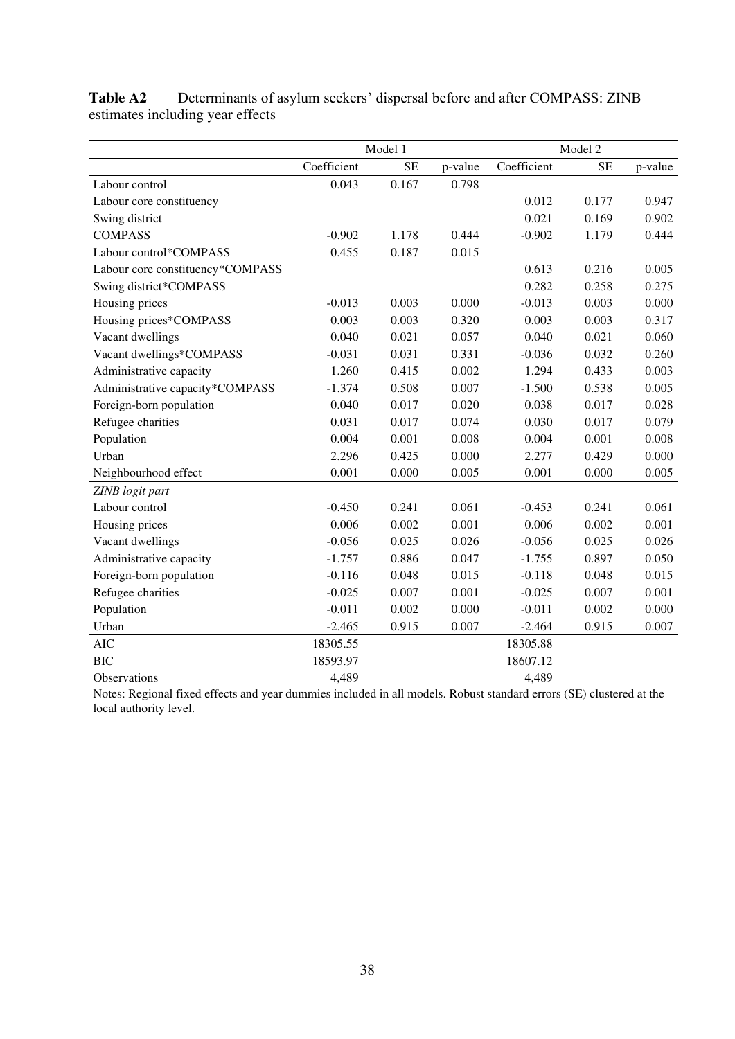**Table A2** Determinants of asylum seekers' dispersal before and after COMPASS: ZINB estimates including year effects

| | Model 1 | | | Model 2 | | |
|---|---|---|---|---|---|---|
| | Coefficient | SE | p-value | Coefficient | SE | p-value |
| Labour control | 0.043 | 0.167 | 0.798 | | | |
| Labour core constituency | | | | 0.012 | 0.177 | 0.947 |
| Swing district | | | | 0.021 | 0.169 | 0.902 |
| COMPASS | -0.902 | 1.178 | 0.444 | -0.902 | 1.179 | 0.444 |
| Labour control*COMPASS | 0.455 | 0.187 | 0.015 | | | |
| Labour core constituency*COMPASS | | | | 0.613 | 0.216 | 0.005 |
| Swing district*COMPASS | | | | 0.282 | 0.258 | 0.275 |
| Housing prices | -0.013 | 0.003 | 0.000 | -0.013 | 0.003 | 0.000 |
| Housing prices*COMPASS | 0.003 | 0.003 | 0.320 | 0.003 | 0.003 | 0.317 |
| Vacant dwellings | 0.040 | 0.021 | 0.057 | 0.040 | 0.021 | 0.060 |
| Vacant dwellings*COMPASS | -0.031 | 0.031 | 0.331 | -0.036 | 0.032 | 0.260 |
| Administrative capacity | 1.260 | 0.415 | 0.002 | 1.294 | 0.433 | 0.003 |
| Administrative capacity*COMPASS | -1.374 | 0.508 | 0.007 | -1.500 | 0.538 | 0.005 |
| Foreign-born population | 0.040 | 0.017 | 0.020 | 0.038 | 0.017 | 0.028 |
| Refugee charities | 0.031 | 0.017 | 0.074 | 0.030 | 0.017 | 0.079 |
| Population | 0.004 | 0.001 | 0.008 | 0.004 | 0.001 | 0.008 |
| Urban | 2.296 | 0.425 | 0.000 | 2.277 | 0.429 | 0.000 |
| Neighbourhood effect | 0.001 | 0.000 | 0.005 | 0.001 | 0.000 | 0.005 |
| *ZINB logit part* | | | | | | |
| Labour control | -0.450 | 0.241 | 0.061 | -0.453 | 0.241 | 0.061 |
| Housing prices | 0.006 | 0.002 | 0.001 | 0.006 | 0.002 | 0.001 |
| Vacant dwellings | -0.056 | 0.025 | 0.026 | -0.056 | 0.025 | 0.026 |
| Administrative capacity | -1.757 | 0.886 | 0.047 | -1.755 | 0.897 | 0.050 |
| Foreign-born population | -0.116 | 0.048 | 0.015 | -0.118 | 0.048 | 0.015 |
| Refugee charities | -0.025 | 0.007 | 0.001 | -0.025 | 0.007 | 0.001 |
| Population | -0.011 | 0.002 | 0.000 | -0.011 | 0.002 | 0.000 |
| Urban | -2.465 | 0.915 | 0.007 | -2.464 | 0.915 | 0.007 |
| AIC | 18305.55 | | | 18305.88 | | |
| BIC | 18593.97 | | | 18607.12 | | |
| Observations | 4,489 | | | 4,489 | | |

Notes: Regional fixed effects and year dummies included in all models. Robust standard errors (SE) clustered at the local authority level.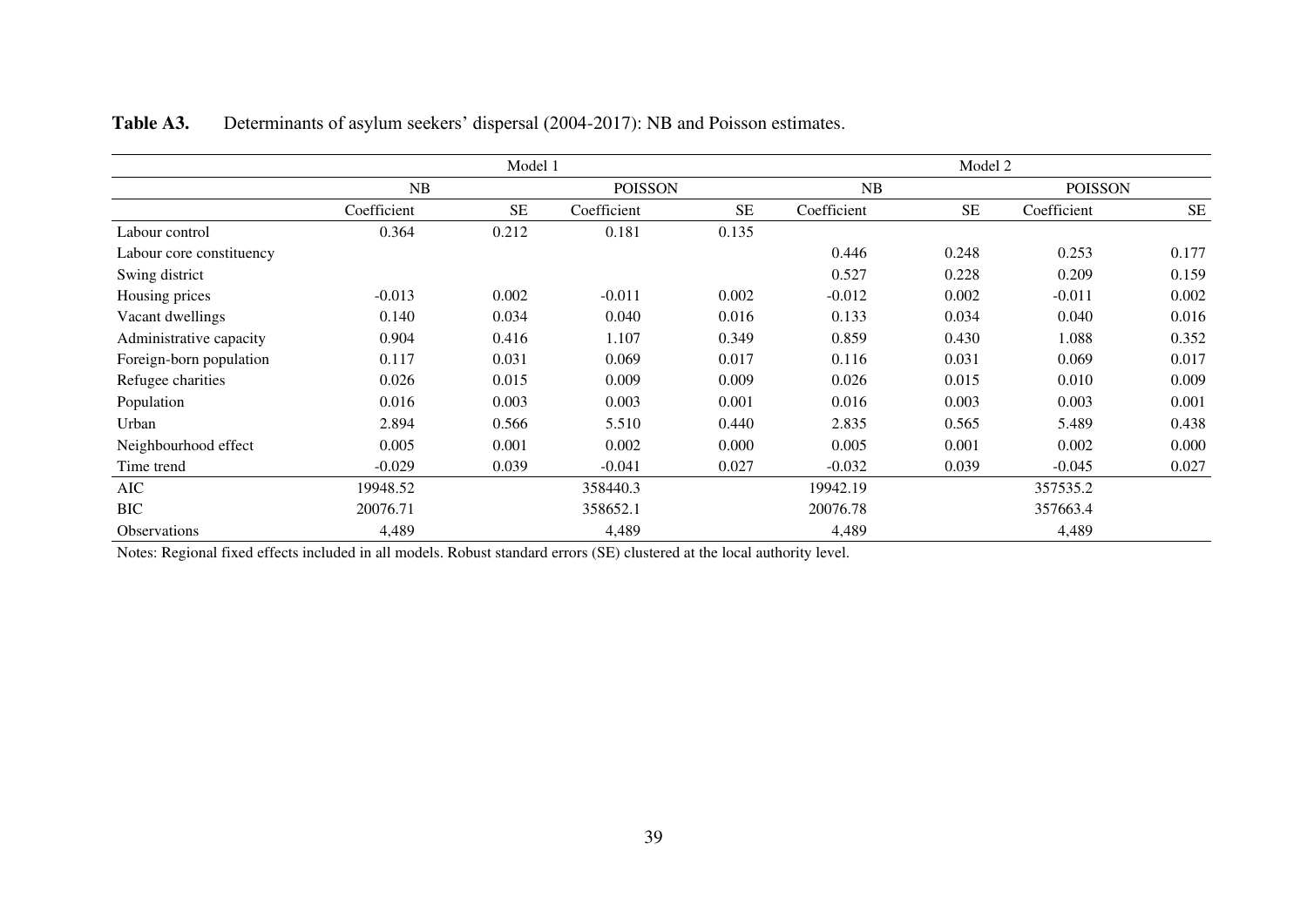**Table A3.** Determinants of asylum seekers' dispersal (2004-2017): NB and Poisson estimates.

| | Model 1 | | | | Model 2 | | | |
|---|---|---|---|---|---|---|---|---|
| | NB | | POISSON | | NB | | POISSON | |
| | Coefficient | SE | Coefficient | SE | Coefficient | SE | Coefficient | SE |
| Labour control | 0.364 | 0.212 | 0.181 | 0.135 | | | | |
| Labour core constituency | | | | | 0.446 | 0.248 | 0.253 | 0.177 |
| Swing district | | | | | 0.527 | 0.228 | 0.209 | 0.159 |
| Housing prices | -0.013 | 0.002 | -0.011 | 0.002 | -0.012 | 0.002 | -0.011 | 0.002 |
| Vacant dwellings | 0.140 | 0.034 | 0.040 | 0.016 | 0.133 | 0.034 | 0.040 | 0.016 |
| Administrative capacity | 0.904 | 0.416 | 1.107 | 0.349 | 0.859 | 0.430 | 1.088 | 0.352 |
| Foreign-born population | 0.117 | 0.031 | 0.069 | 0.017 | 0.116 | 0.031 | 0.069 | 0.017 |
| Refugee charities | 0.026 | 0.015 | 0.009 | 0.009 | 0.026 | 0.015 | 0.010 | 0.009 |
| Population | 0.016 | 0.003 | 0.003 | 0.001 | 0.016 | 0.003 | 0.003 | 0.001 |
| Urban | 2.894 | 0.566 | 5.510 | 0.440 | 2.835 | 0.565 | 5.489 | 0.438 |
| Neighbourhood effect | 0.005 | 0.001 | 0.002 | 0.000 | 0.005 | 0.001 | 0.002 | 0.000 |
| Time trend | -0.029 | 0.039 | -0.041 | 0.027 | -0.032 | 0.039 | -0.045 | 0.027 |
| AIC | 19948.52 | | 358440.3 | | 19942.19 | | 357535.2 | |
| BIC | 20076.71 | | 358652.1 | | 20076.78 | | 357663.4 | |
| Observations | 4,489 | | 4,489 | | 4,489 | | 4,489 | |

Notes: Regional fixed effects included in all models. Robust standard errors (SE) clustered at the local authority level.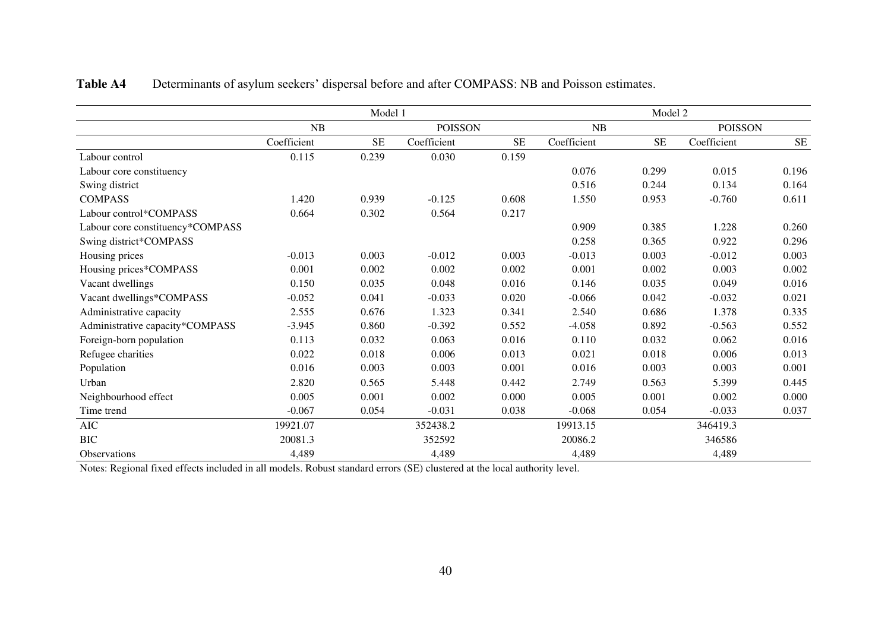**Table A4** Determinants of asylum seekers' dispersal before and after COMPASS: NB and Poisson estimates.

| | Model 1 | | | | Model 2 | | | |
|---|---|---|---|---|---|---|---|---|
| | NB | | POISSON | | NB | | POISSON | |
| | Coefficient | SE | Coefficient | SE | Coefficient | SE | Coefficient | SE |
| Labour control | 0.115 | 0.239 | 0.030 | 0.159 | | | | |
| Labour core constituency | | | | | 0.076 | 0.299 | 0.015 | 0.196 |
| Swing district | | | | | 0.516 | 0.244 | 0.134 | 0.164 |
| COMPASS | 1.420 | 0.939 | -0.125 | 0.608 | 1.550 | 0.953 | -0.760 | 0.611 |
| Labour control*COMPASS | 0.664 | 0.302 | 0.564 | 0.217 | | | | |
| Labour core constituency*COMPASS | | | | | 0.909 | 0.385 | 1.228 | 0.260 |
| Swing district*COMPASS | | | | | 0.258 | 0.365 | 0.922 | 0.296 |
| Housing prices | -0.013 | 0.003 | -0.012 | 0.003 | -0.013 | 0.003 | -0.012 | 0.003 |
| Housing prices*COMPASS | 0.001 | 0.002 | 0.002 | 0.002 | 0.001 | 0.002 | 0.003 | 0.002 |
| Vacant dwellings | 0.150 | 0.035 | 0.048 | 0.016 | 0.146 | 0.035 | 0.049 | 0.016 |
| Vacant dwellings*COMPASS | -0.052 | 0.041 | -0.033 | 0.020 | -0.066 | 0.042 | -0.032 | 0.021 |
| Administrative capacity | 2.555 | 0.676 | 1.323 | 0.341 | 2.540 | 0.686 | 1.378 | 0.335 |
| Administrative capacity*COMPASS | -3.945 | 0.860 | -0.392 | 0.552 | -4.058 | 0.892 | -0.563 | 0.552 |
| Foreign-born population | 0.113 | 0.032 | 0.063 | 0.016 | 0.110 | 0.032 | 0.062 | 0.016 |
| Refugee charities | 0.022 | 0.018 | 0.006 | 0.013 | 0.021 | 0.018 | 0.006 | 0.013 |
| Population | 0.016 | 0.003 | 0.003 | 0.001 | 0.016 | 0.003 | 0.003 | 0.001 |
| Urban | 2.820 | 0.565 | 5.448 | 0.442 | 2.749 | 0.563 | 5.399 | 0.445 |
| Neighbourhood effect | 0.005 | 0.001 | 0.002 | 0.000 | 0.005 | 0.001 | 0.002 | 0.000 |
| Time trend | -0.067 | 0.054 | -0.031 | 0.038 | -0.068 | 0.054 | -0.033 | 0.037 |
| AIC | 19921.07 | | 352438.2 | | 19913.15 | | 346419.3 | |
| BIC | 20081.3 | | 352592 | | 20086.2 | | 346586 | |
| Observations | 4,489 | | 4,489 | | 4,489 | | 4,489 | |

Notes: Regional fixed effects included in all models. Robust standard errors (SE) clustered at the local authority level.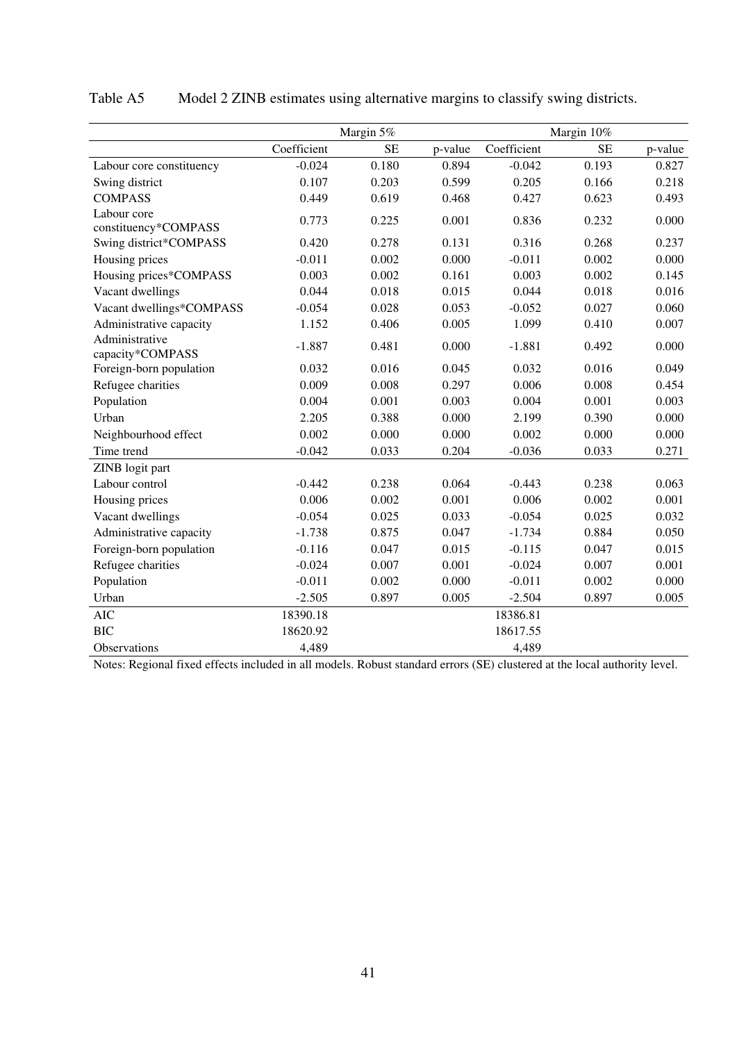Table A5 Model 2 ZINB estimates using alternative margins to classify swing districts.

| | Margin 5% | | | Margin 10% | | |
|---|---|---|---|---|---|---|
| | Coefficient | SE | p-value | Coefficient | SE | p-value |
| Labour core constituency | -0.024 | 0.180 | 0.894 | -0.042 | 0.193 | 0.827 |
| Swing district | 0.107 | 0.203 | 0.599 | 0.205 | 0.166 | 0.218 |
| COMPASS | 0.449 | 0.619 | 0.468 | 0.427 | 0.623 | 0.493 |
| Labour core constituency*COMPASS | 0.773 | 0.225 | 0.001 | 0.836 | 0.232 | 0.000 |
| Swing district*COMPASS | 0.420 | 0.278 | 0.131 | 0.316 | 0.268 | 0.237 |
| Housing prices | -0.011 | 0.002 | 0.000 | -0.011 | 0.002 | 0.000 |
| Housing prices*COMPASS | 0.003 | 0.002 | 0.161 | 0.003 | 0.002 | 0.145 |
| Vacant dwellings | 0.044 | 0.018 | 0.015 | 0.044 | 0.018 | 0.016 |
| Vacant dwellings*COMPASS | -0.054 | 0.028 | 0.053 | -0.052 | 0.027 | 0.060 |
| Administrative capacity | 1.152 | 0.406 | 0.005 | 1.099 | 0.410 | 0.007 |
| Administrative capacity*COMPASS | -1.887 | 0.481 | 0.000 | -1.881 | 0.492 | 0.000 |
| Foreign-born population | 0.032 | 0.016 | 0.045 | 0.032 | 0.016 | 0.049 |
| Refugee charities | 0.009 | 0.008 | 0.297 | 0.006 | 0.008 | 0.454 |
| Population | 0.004 | 0.001 | 0.003 | 0.004 | 0.001 | 0.003 |
| Urban | 2.205 | 0.388 | 0.000 | 2.199 | 0.390 | 0.000 |
| Neighbourhood effect | 0.002 | 0.000 | 0.000 | 0.002 | 0.000 | 0.000 |
| Time trend | -0.042 | 0.033 | 0.204 | -0.036 | 0.033 | 0.271 |
| ZINB logit part | | | | | | |
| Labour control | -0.442 | 0.238 | 0.064 | -0.443 | 0.238 | 0.063 |
| Housing prices | 0.006 | 0.002 | 0.001 | 0.006 | 0.002 | 0.001 |
| Vacant dwellings | -0.054 | 0.025 | 0.033 | -0.054 | 0.025 | 0.032 |
| Administrative capacity | -1.738 | 0.875 | 0.047 | -1.734 | 0.884 | 0.050 |
| Foreign-born population | -0.116 | 0.047 | 0.015 | -0.115 | 0.047 | 0.015 |
| Refugee charities | -0.024 | 0.007 | 0.001 | -0.024 | 0.007 | 0.001 |
| Population | -0.011 | 0.002 | 0.000 | -0.011 | 0.002 | 0.000 |
| Urban | -2.505 | 0.897 | 0.005 | -2.504 | 0.897 | 0.005 |
| AIC | 18390.18 | | | 18386.81 | | |
| BIC | 18620.92 | | | 18617.55 | | |
| Observations | 4,489 | | | 4,489 | | |

Notes: Regional fixed effects included in all models. Robust standard errors (SE) clustered at the local authority level.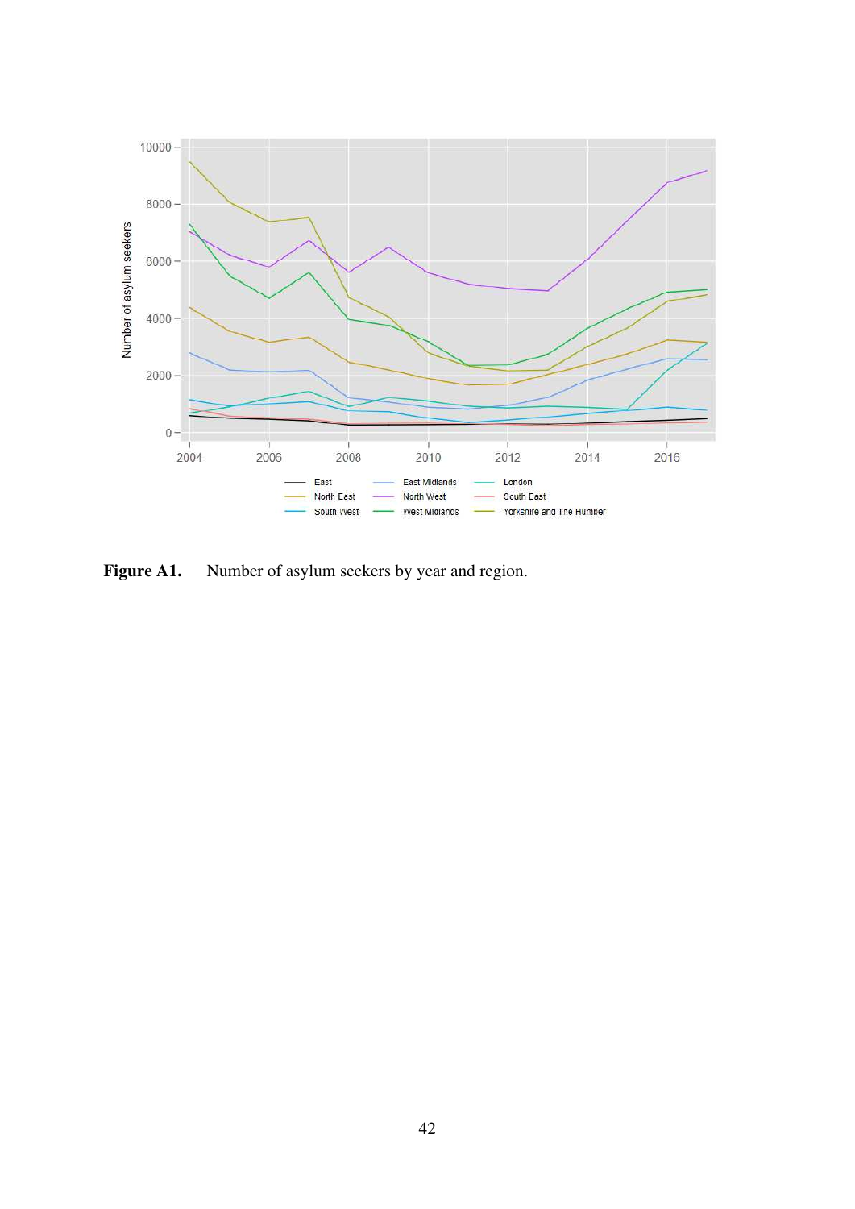**Figure A1.** Number of asylum seekers by year and region.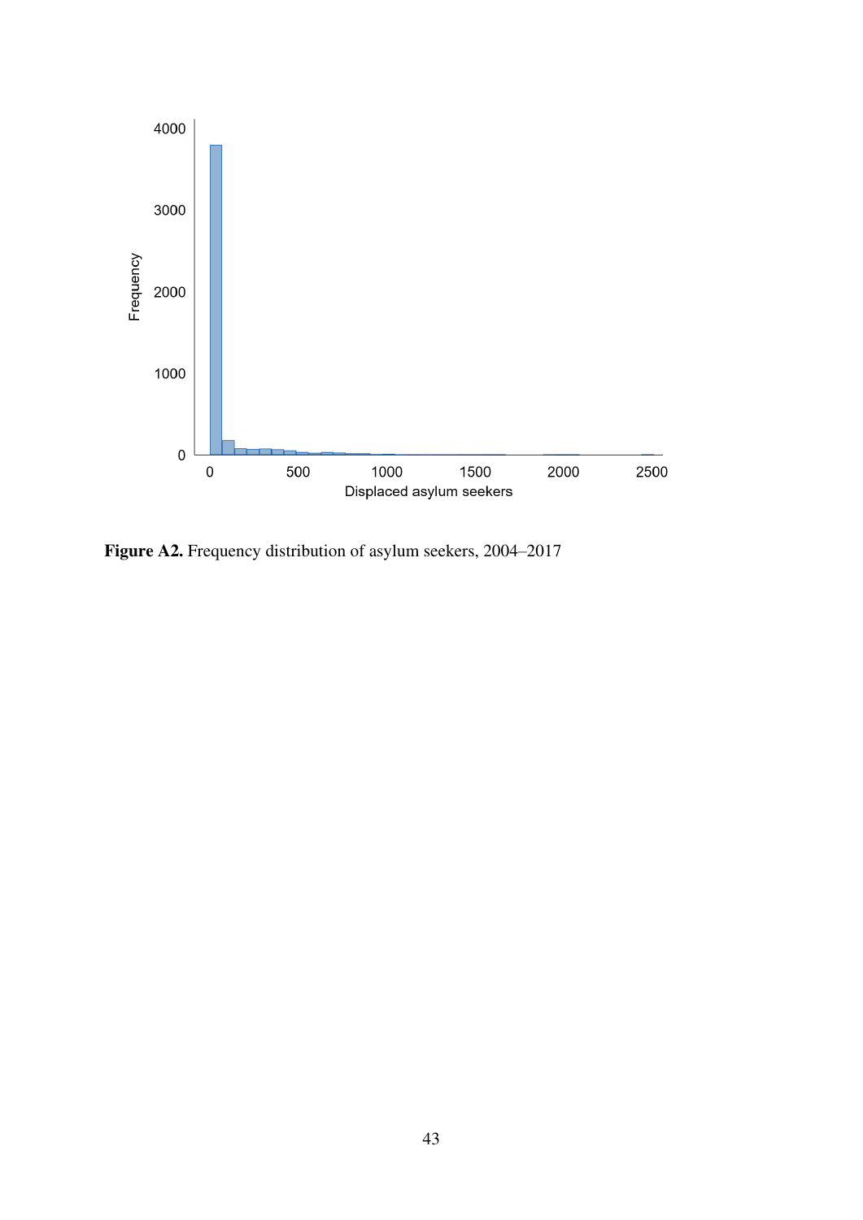**Figure A2.** Frequency distribution of asylum seekers, 2004–2017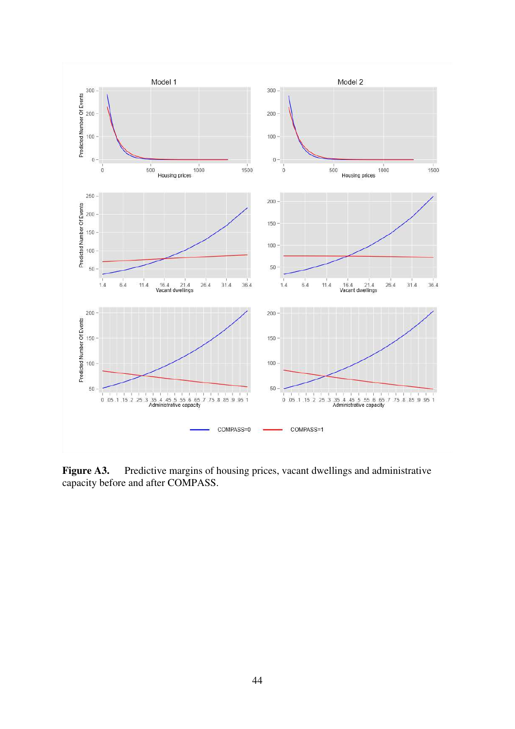Model 1

Model 2

Predicted Number Of Events

300
200
100
0

0
500
1000
1500
Housing prices

250
200
150
100
50

1.4
6.4
11.4
16.4
21.4
26.4
31.4
36.4
Vacant dwellings

200
150
100
50

0 .05 .1 .15 .2 .25 .3 .35 .4 .45 .5 .55 .6 .65 .7 .75 .8 .85 .9 .95 1
Administrative capacity

COMPASS=0
COMPASS=1

**Figure A3.** Predictive margins of housing prices, vacant dwellings and administrative capacity before and after COMPASS.